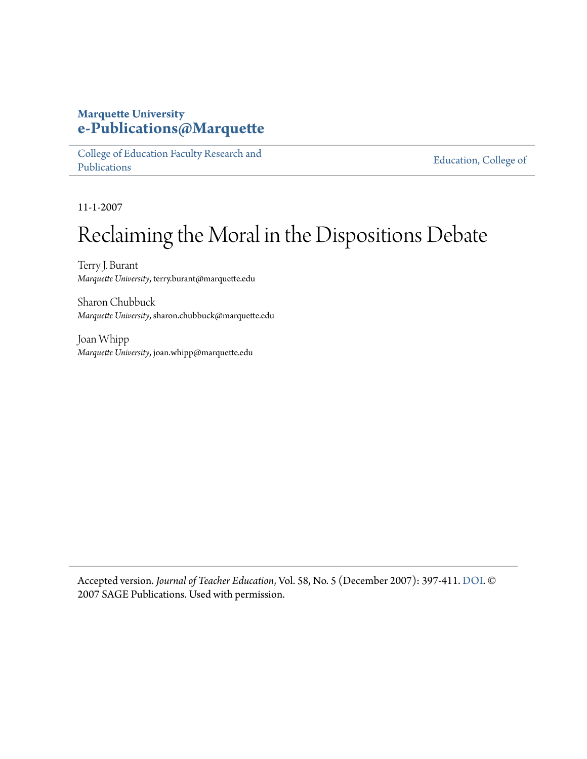Marquette University
**e-Publications@Marquette**

College of Education Faculty Research and Publications | Education, College of

11-1-2007

# Reclaiming the Moral in the Dispositions Debate

Terry J. Burant
*Marquette University*, terry.burant@marquette.edu

Sharon Chubbuck
*Marquette University*, sharon.chubbuck@marquette.edu

Joan Whipp
*Marquette University*, joan.whipp@marquette.edu

Accepted version. *Journal of Teacher Education*, Vol. 58, No. 5 (December 2007): 397-411. DOI. © 2007 SAGE Publications. Used with permission.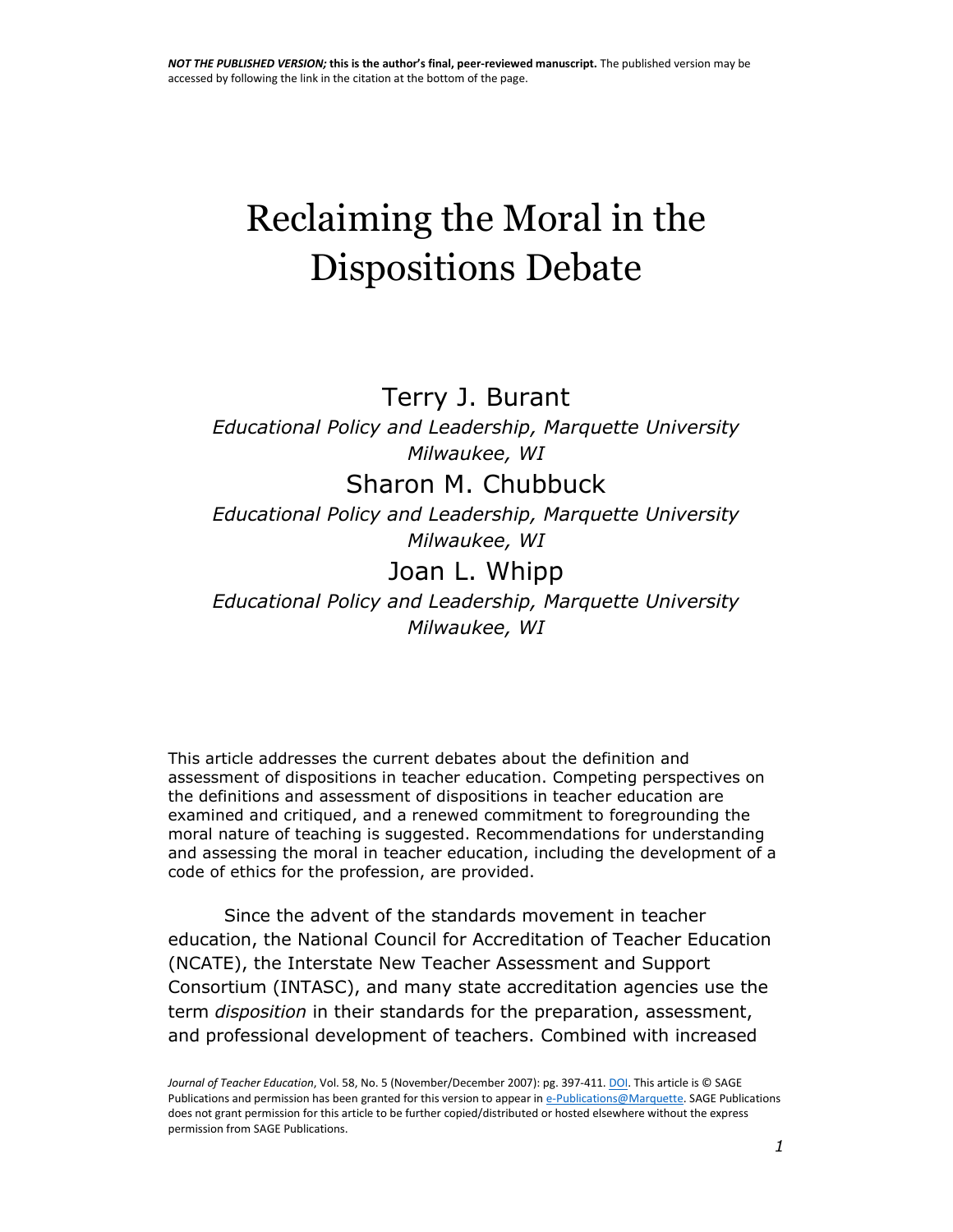# Reclaiming the Moral in the Dispositions Debate

Terry J. Burant

*Educational Policy and Leadership, Marquette University Milwaukee, WI*

Sharon M. Chubbuck

*Educational Policy and Leadership, Marquette University Milwaukee, WI*

Joan L. Whipp

*Educational Policy and Leadership, Marquette University Milwaukee, WI*

This article addresses the current debates about the definition and assessment of dispositions in teacher education. Competing perspectives on the definitions and assessment of dispositions in teacher education are examined and critiqued, and a renewed commitment to foregrounding the moral nature of teaching is suggested. Recommendations for understanding and assessing the moral in teacher education, including the development of a code of ethics for the profession, are provided.

Since the advent of the standards movement in teacher education, the National Council for Accreditation of Teacher Education (NCATE), the Interstate New Teacher Assessment and Support Consortium (INTASC), and many state accreditation agencies use the term *disposition* in their standards for the preparation, assessment, and professional development of teachers. Combined with increased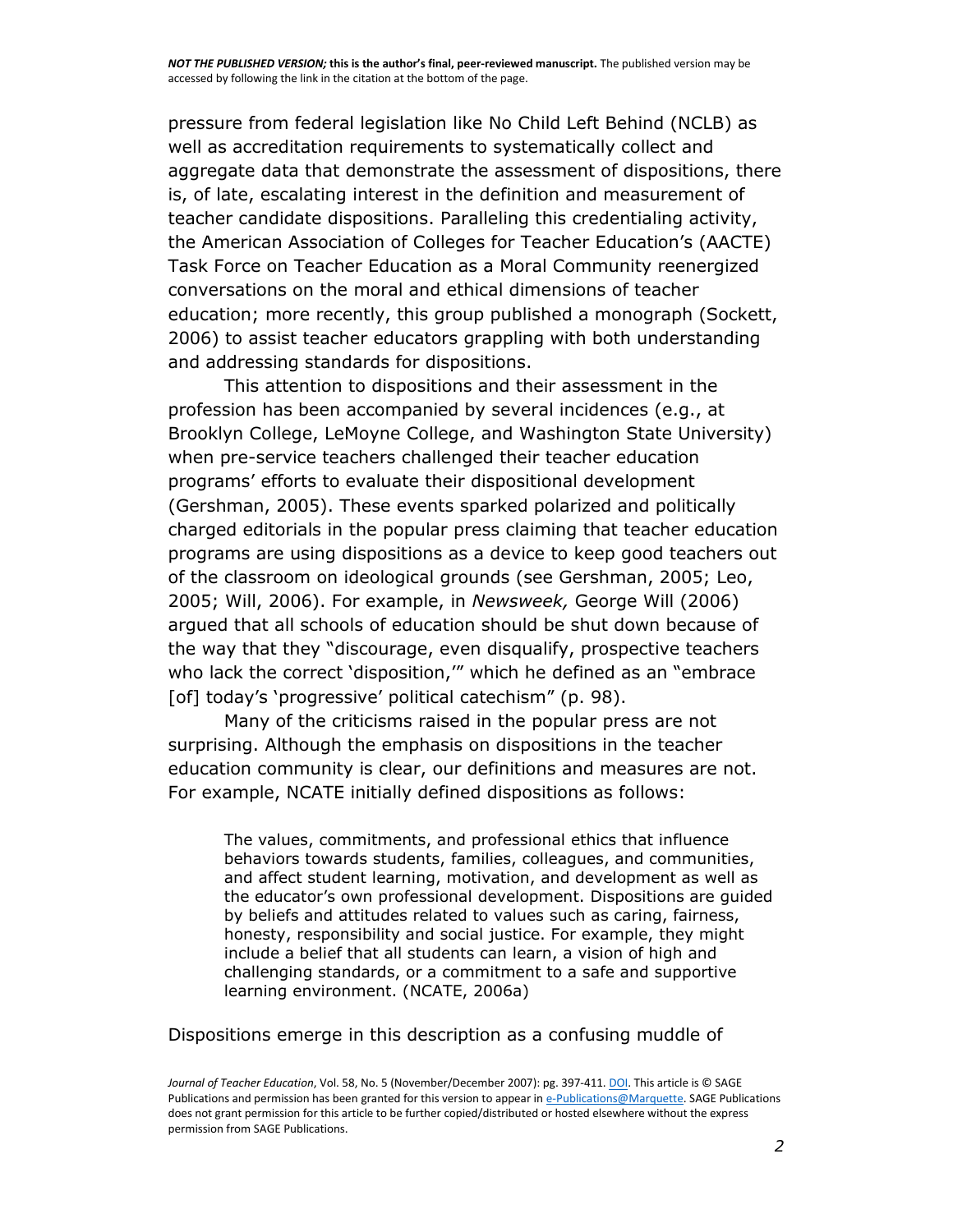pressure from federal legislation like No Child Left Behind (NCLB) as well as accreditation requirements to systematically collect and aggregate data that demonstrate the assessment of dispositions, there is, of late, escalating interest in the definition and measurement of teacher candidate dispositions. Paralleling this credentialing activity, the American Association of Colleges for Teacher Education's (AACTE) Task Force on Teacher Education as a Moral Community reenergized conversations on the moral and ethical dimensions of teacher education; more recently, this group published a monograph (Sockett, 2006) to assist teacher educators grappling with both understanding and addressing standards for dispositions.

This attention to dispositions and their assessment in the profession has been accompanied by several incidences (e.g., at Brooklyn College, LeMoyne College, and Washington State University) when pre-service teachers challenged their teacher education programs' efforts to evaluate their dispositional development (Gershman, 2005). These events sparked polarized and politically charged editorials in the popular press claiming that teacher education programs are using dispositions as a device to keep good teachers out of the classroom on ideological grounds (see Gershman, 2005; Leo, 2005; Will, 2006). For example, in *Newsweek,* George Will (2006) argued that all schools of education should be shut down because of the way that they "discourage, even disqualify, prospective teachers who lack the correct 'disposition,'" which he defined as an "embrace [of] today's 'progressive' political catechism" (p. 98).

Many of the criticisms raised in the popular press are not surprising. Although the emphasis on dispositions in the teacher education community is clear, our definitions and measures are not. For example, NCATE initially defined dispositions as follows:

> The values, commitments, and professional ethics that influence behaviors towards students, families, colleagues, and communities, and affect student learning, motivation, and development as well as the educator's own professional development. Dispositions are guided by beliefs and attitudes related to values such as caring, fairness, honesty, responsibility and social justice. For example, they might include a belief that all students can learn, a vision of high and challenging standards, or a commitment to a safe and supportive learning environment. (NCATE, 2006a)

Dispositions emerge in this description as a confusing muddle of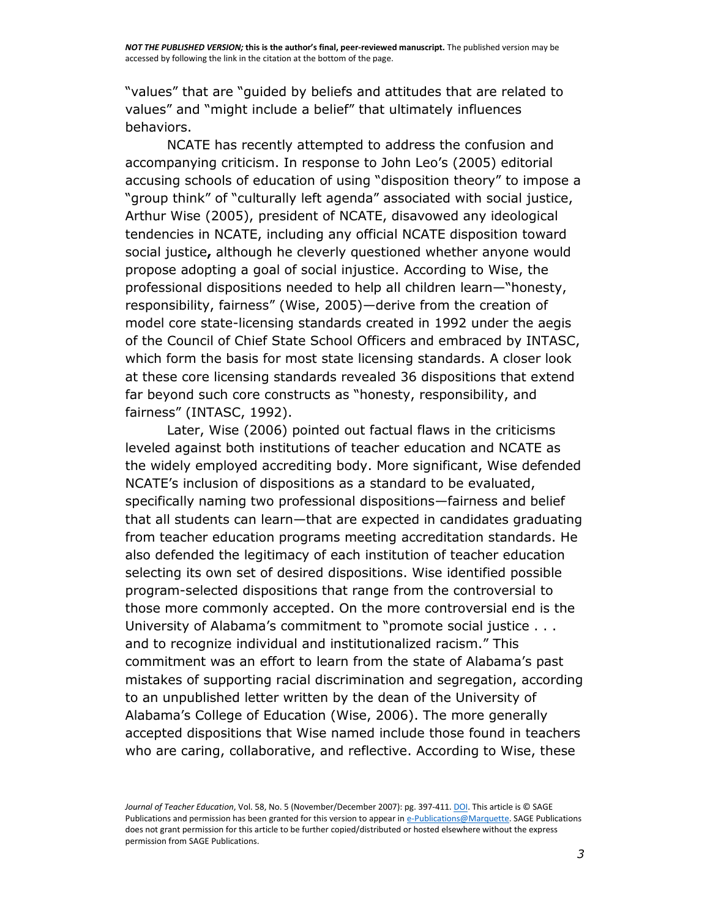"values" that are "guided by beliefs and attitudes that are related to values" and "might include a belief" that ultimately influences behaviors.

NCATE has recently attempted to address the confusion and accompanying criticism. In response to John Leo's (2005) editorial accusing schools of education of using "disposition theory" to impose a "group think" of "culturally left agenda" associated with social justice, Arthur Wise (2005), president of NCATE, disavowed any ideological tendencies in NCATE, including any official NCATE disposition toward social justice**,** although he cleverly questioned whether anyone would propose adopting a goal of social injustice. According to Wise, the professional dispositions needed to help all children learn—"honesty, responsibility, fairness" (Wise, 2005)—derive from the creation of model core state-licensing standards created in 1992 under the aegis of the Council of Chief State School Officers and embraced by INTASC, which form the basis for most state licensing standards. A closer look at these core licensing standards revealed 36 dispositions that extend far beyond such core constructs as "honesty, responsibility, and fairness" (INTASC, 1992).

Later, Wise (2006) pointed out factual flaws in the criticisms leveled against both institutions of teacher education and NCATE as the widely employed accrediting body. More significant, Wise defended NCATE's inclusion of dispositions as a standard to be evaluated, specifically naming two professional dispositions—fairness and belief that all students can learn—that are expected in candidates graduating from teacher education programs meeting accreditation standards. He also defended the legitimacy of each institution of teacher education selecting its own set of desired dispositions. Wise identified possible program-selected dispositions that range from the controversial to those more commonly accepted. On the more controversial end is the University of Alabama's commitment to "promote social justice . . . and to recognize individual and institutionalized racism." This commitment was an effort to learn from the state of Alabama's past mistakes of supporting racial discrimination and segregation, according to an unpublished letter written by the dean of the University of Alabama's College of Education (Wise, 2006). The more generally accepted dispositions that Wise named include those found in teachers who are caring, collaborative, and reflective. According to Wise, these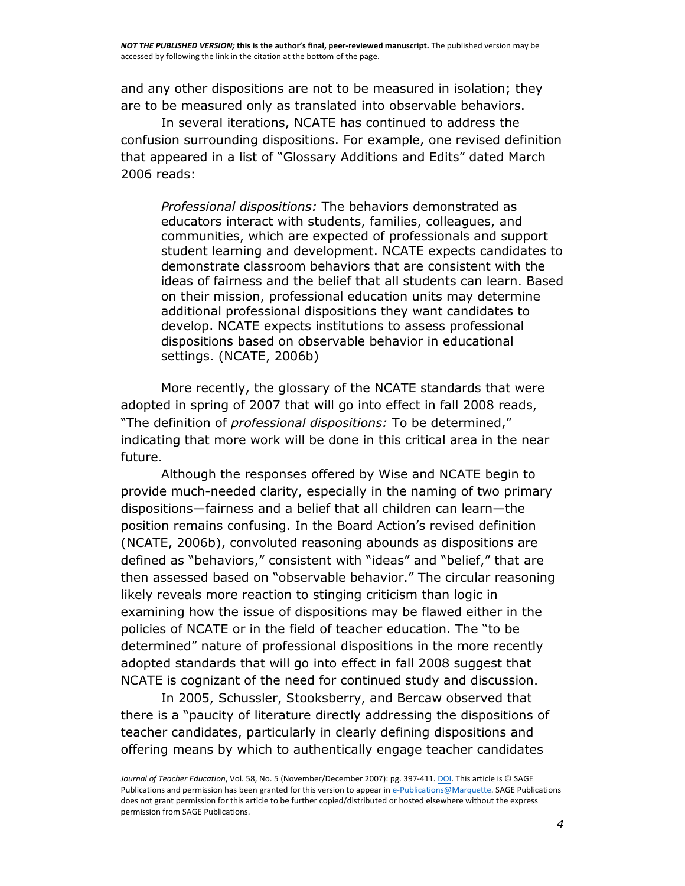and any other dispositions are not to be measured in isolation; they are to be measured only as translated into observable behaviors.

In several iterations, NCATE has continued to address the confusion surrounding dispositions. For example, one revised definition that appeared in a list of "Glossary Additions and Edits" dated March 2006 reads:

> *Professional dispositions:* The behaviors demonstrated as educators interact with students, families, colleagues, and communities, which are expected of professionals and support student learning and development. NCATE expects candidates to demonstrate classroom behaviors that are consistent with the ideas of fairness and the belief that all students can learn. Based on their mission, professional education units may determine additional professional dispositions they want candidates to develop. NCATE expects institutions to assess professional dispositions based on observable behavior in educational settings. (NCATE, 2006b)

More recently, the glossary of the NCATE standards that were adopted in spring of 2007 that will go into effect in fall 2008 reads, "The definition of *professional dispositions:* To be determined," indicating that more work will be done in this critical area in the near future.

Although the responses offered by Wise and NCATE begin to provide much-needed clarity, especially in the naming of two primary dispositions—fairness and a belief that all children can learn—the position remains confusing. In the Board Action's revised definition (NCATE, 2006b), convoluted reasoning abounds as dispositions are defined as "behaviors," consistent with "ideas" and "belief," that are then assessed based on "observable behavior." The circular reasoning likely reveals more reaction to stinging criticism than logic in examining how the issue of dispositions may be flawed either in the policies of NCATE or in the field of teacher education. The "to be determined" nature of professional dispositions in the more recently adopted standards that will go into effect in fall 2008 suggest that NCATE is cognizant of the need for continued study and discussion.

In 2005, Schussler, Stooksberry, and Bercaw observed that there is a "paucity of literature directly addressing the dispositions of teacher candidates, particularly in clearly defining dispositions and offering means by which to authentically engage teacher candidates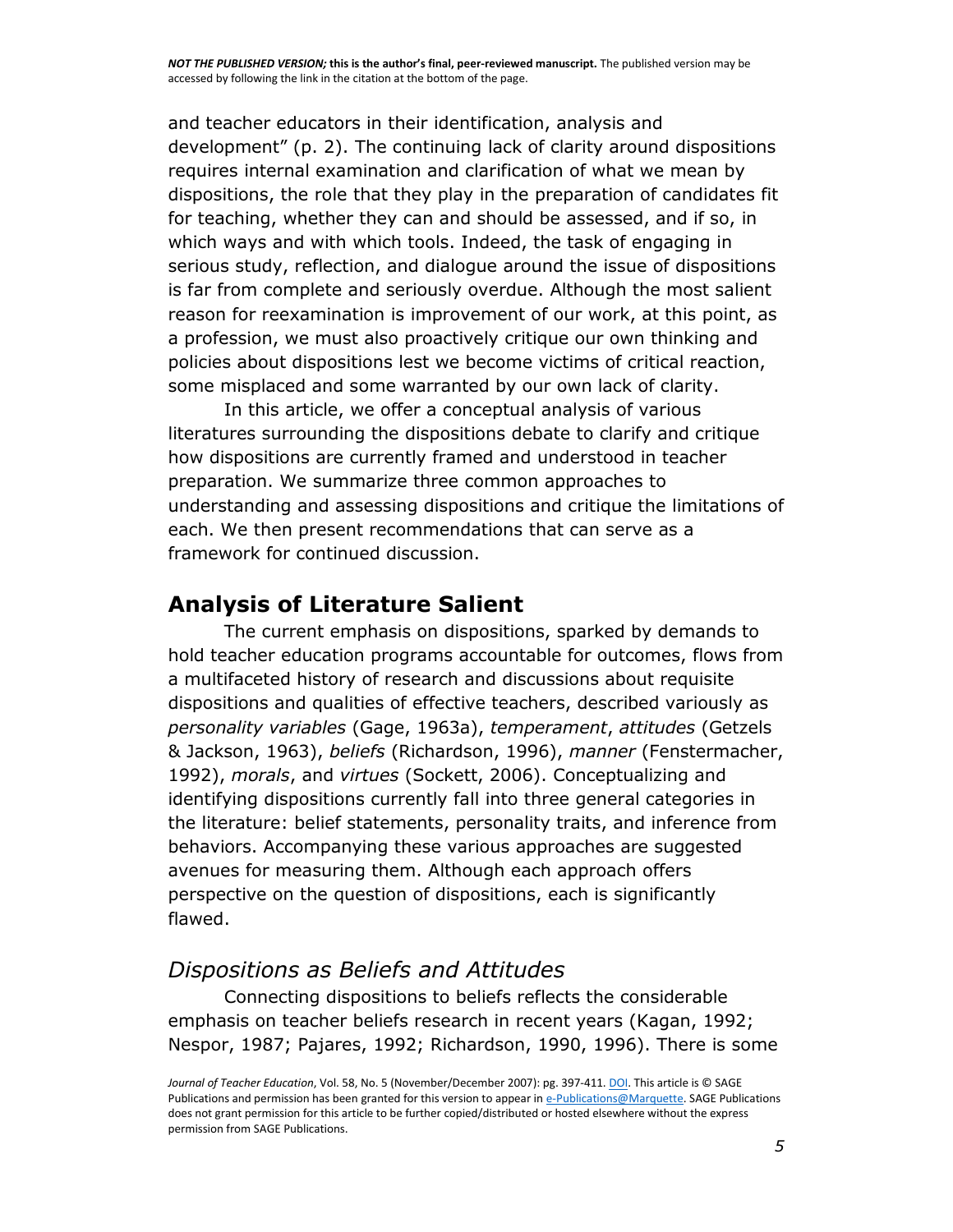and teacher educators in their identification, analysis and development" (p. 2). The continuing lack of clarity around dispositions requires internal examination and clarification of what we mean by dispositions, the role that they play in the preparation of candidates fit for teaching, whether they can and should be assessed, and if so, in which ways and with which tools. Indeed, the task of engaging in serious study, reflection, and dialogue around the issue of dispositions is far from complete and seriously overdue. Although the most salient reason for reexamination is improvement of our work, at this point, as a profession, we must also proactively critique our own thinking and policies about dispositions lest we become victims of critical reaction, some misplaced and some warranted by our own lack of clarity.

In this article, we offer a conceptual analysis of various literatures surrounding the dispositions debate to clarify and critique how dispositions are currently framed and understood in teacher preparation. We summarize three common approaches to understanding and assessing dispositions and critique the limitations of each. We then present recommendations that can serve as a framework for continued discussion.

## Analysis of Literature Salient

The current emphasis on dispositions, sparked by demands to hold teacher education programs accountable for outcomes, flows from a multifaceted history of research and discussions about requisite dispositions and qualities of effective teachers, described variously as *personality variables* (Gage, 1963a), *temperament*, *attitudes* (Getzels & Jackson, 1963), *beliefs* (Richardson, 1996), *manner* (Fenstermacher, 1992), *morals*, and *virtues* (Sockett, 2006). Conceptualizing and identifying dispositions currently fall into three general categories in the literature: belief statements, personality traits, and inference from behaviors. Accompanying these various approaches are suggested avenues for measuring them. Although each approach offers perspective on the question of dispositions, each is significantly flawed.

### *Dispositions as Beliefs and Attitudes*

Connecting dispositions to beliefs reflects the considerable emphasis on teacher beliefs research in recent years (Kagan, 1992; Nespor, 1987; Pajares, 1992; Richardson, 1990, 1996). There is some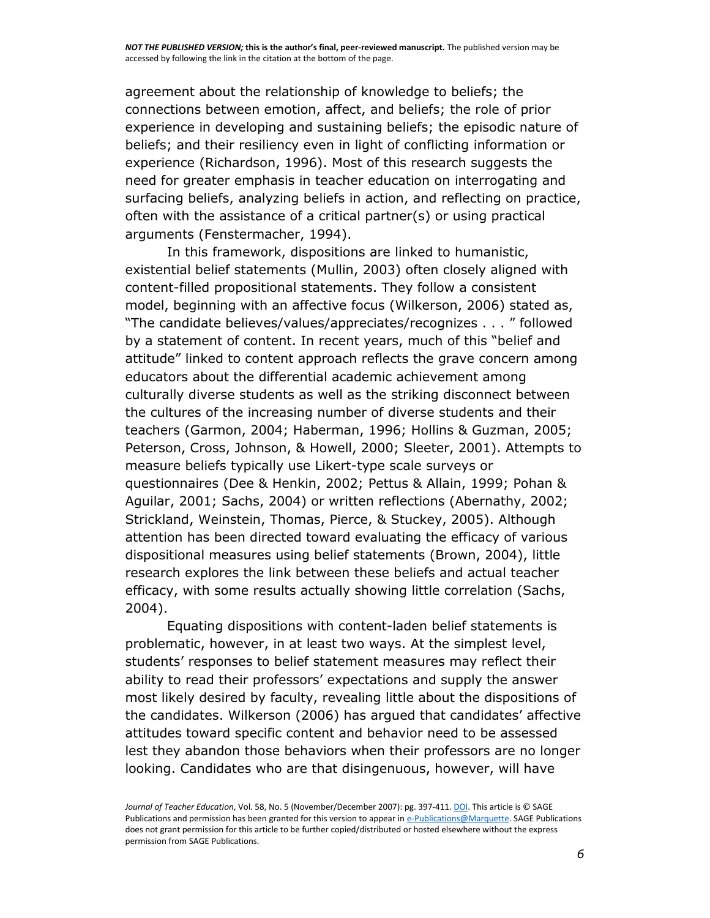agreement about the relationship of knowledge to beliefs; the connections between emotion, affect, and beliefs; the role of prior experience in developing and sustaining beliefs; the episodic nature of beliefs; and their resiliency even in light of conflicting information or experience (Richardson, 1996). Most of this research suggests the need for greater emphasis in teacher education on interrogating and surfacing beliefs, analyzing beliefs in action, and reflecting on practice, often with the assistance of a critical partner(s) or using practical arguments (Fenstermacher, 1994).

In this framework, dispositions are linked to humanistic, existential belief statements (Mullin, 2003) often closely aligned with content-filled propositional statements. They follow a consistent model, beginning with an affective focus (Wilkerson, 2006) stated as, "The candidate believes/values/appreciates/recognizes . . . " followed by a statement of content. In recent years, much of this "belief and attitude" linked to content approach reflects the grave concern among educators about the differential academic achievement among culturally diverse students as well as the striking disconnect between the cultures of the increasing number of diverse students and their teachers (Garmon, 2004; Haberman, 1996; Hollins & Guzman, 2005; Peterson, Cross, Johnson, & Howell, 2000; Sleeter, 2001). Attempts to measure beliefs typically use Likert-type scale surveys or questionnaires (Dee & Henkin, 2002; Pettus & Allain, 1999; Pohan & Aguilar, 2001; Sachs, 2004) or written reflections (Abernathy, 2002; Strickland, Weinstein, Thomas, Pierce, & Stuckey, 2005). Although attention has been directed toward evaluating the efficacy of various dispositional measures using belief statements (Brown, 2004), little research explores the link between these beliefs and actual teacher efficacy, with some results actually showing little correlation (Sachs, 2004).

Equating dispositions with content-laden belief statements is problematic, however, in at least two ways. At the simplest level, students' responses to belief statement measures may reflect their ability to read their professors' expectations and supply the answer most likely desired by faculty, revealing little about the dispositions of the candidates. Wilkerson (2006) has argued that candidates' affective attitudes toward specific content and behavior need to be assessed lest they abandon those behaviors when their professors are no longer looking. Candidates who are that disingenuous, however, will have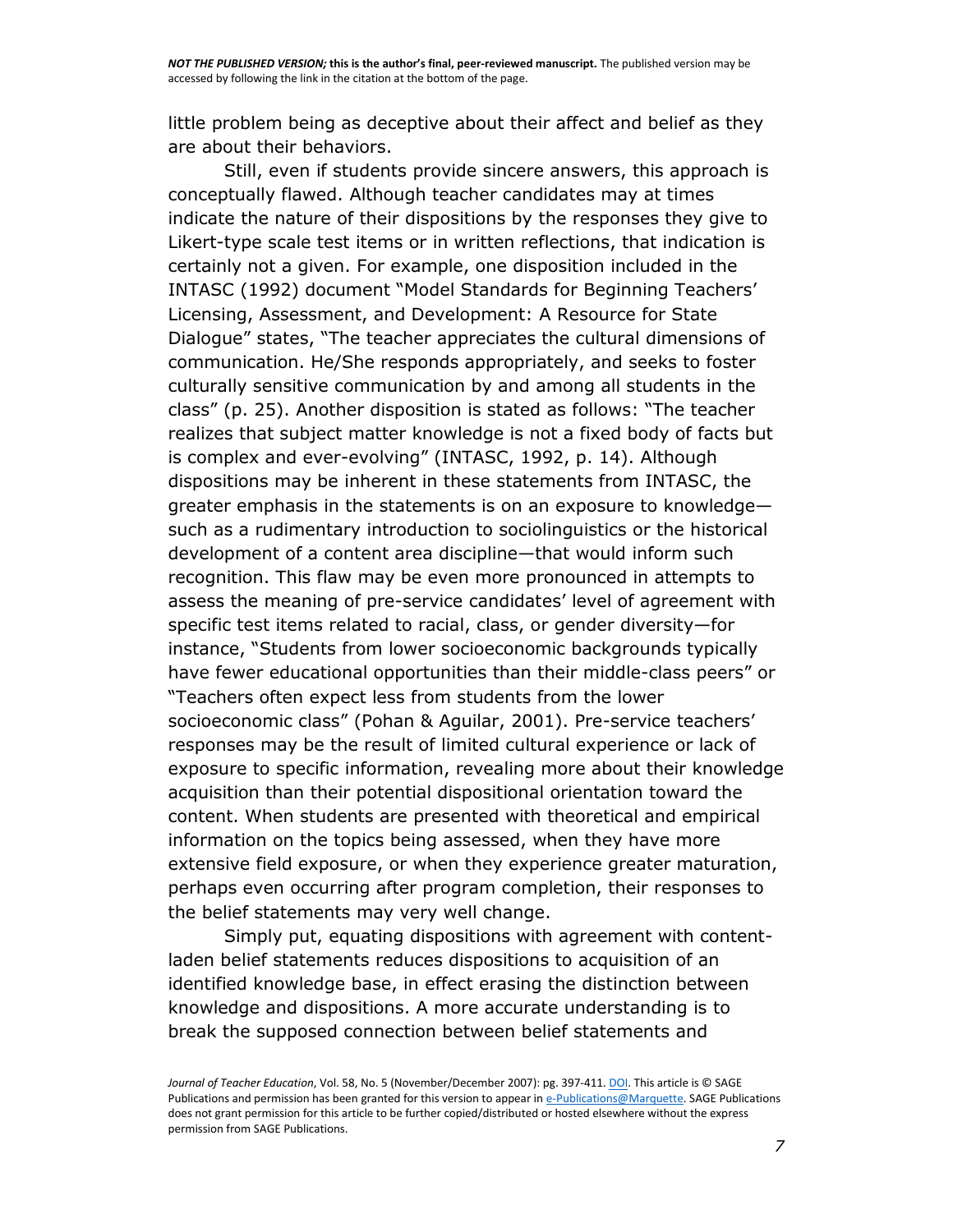little problem being as deceptive about their affect and belief as they are about their behaviors.

Still, even if students provide sincere answers, this approach is conceptually flawed. Although teacher candidates may at times indicate the nature of their dispositions by the responses they give to Likert-type scale test items or in written reflections, that indication is certainly not a given. For example, one disposition included in the INTASC (1992) document "Model Standards for Beginning Teachers' Licensing, Assessment, and Development: A Resource for State Dialogue" states, "The teacher appreciates the cultural dimensions of communication. He/She responds appropriately, and seeks to foster culturally sensitive communication by and among all students in the class" (p. 25). Another disposition is stated as follows: "The teacher realizes that subject matter knowledge is not a fixed body of facts but is complex and ever-evolving" (INTASC, 1992, p. 14). Although dispositions may be inherent in these statements from INTASC, the greater emphasis in the statements is on an exposure to knowledge—such as a rudimentary introduction to sociolinguistics or the historical development of a content area discipline—that would inform such recognition. This flaw may be even more pronounced in attempts to assess the meaning of pre-service candidates' level of agreement with specific test items related to racial, class, or gender diversity—for instance, "Students from lower socioeconomic backgrounds typically have fewer educational opportunities than their middle-class peers" or "Teachers often expect less from students from the lower socioeconomic class" (Pohan & Aguilar, 2001). Pre-service teachers' responses may be the result of limited cultural experience or lack of exposure to specific information, revealing more about their knowledge acquisition than their potential dispositional orientation toward the content. When students are presented with theoretical and empirical information on the topics being assessed, when they have more extensive field exposure, or when they experience greater maturation, perhaps even occurring after program completion, their responses to the belief statements may very well change.

Simply put, equating dispositions with agreement with content-laden belief statements reduces dispositions to acquisition of an identified knowledge base, in effect erasing the distinction between knowledge and dispositions. A more accurate understanding is to break the supposed connection between belief statements and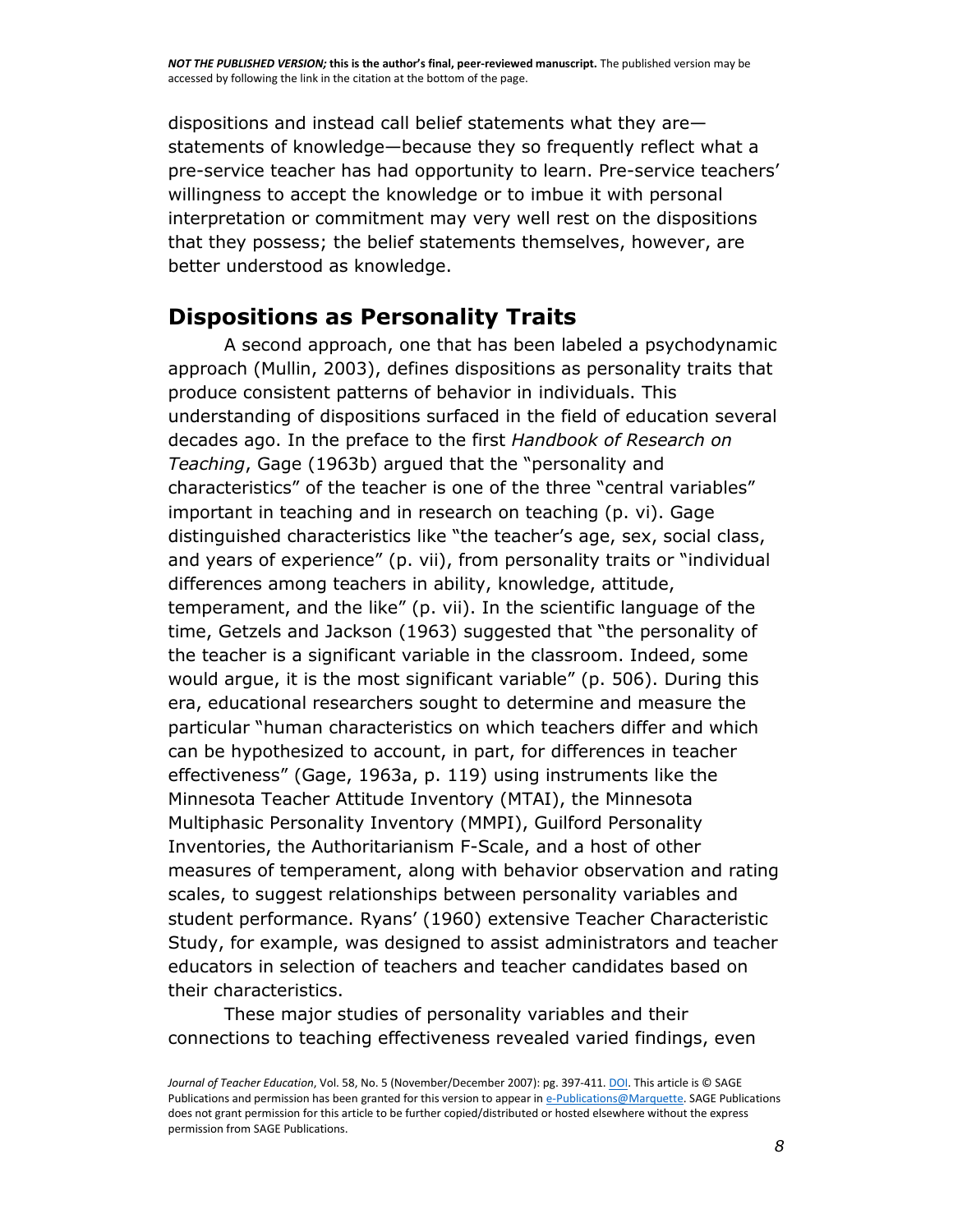dispositions and instead call belief statements what they are—statements of knowledge—because they so frequently reflect what a pre-service teacher has had opportunity to learn. Pre-service teachers' willingness to accept the knowledge or to imbue it with personal interpretation or commitment may very well rest on the dispositions that they possess; the belief statements themselves, however, are better understood as knowledge.

## Dispositions as Personality Traits

A second approach, one that has been labeled a psychodynamic approach (Mullin, 2003), defines dispositions as personality traits that produce consistent patterns of behavior in individuals. This understanding of dispositions surfaced in the field of education several decades ago. In the preface to the first *Handbook of Research on Teaching*, Gage (1963b) argued that the "personality and characteristics" of the teacher is one of the three "central variables" important in teaching and in research on teaching (p. vi). Gage distinguished characteristics like "the teacher's age, sex, social class, and years of experience" (p. vii), from personality traits or "individual differences among teachers in ability, knowledge, attitude, temperament, and the like" (p. vii). In the scientific language of the time, Getzels and Jackson (1963) suggested that "the personality of the teacher is a significant variable in the classroom. Indeed, some would argue, it is the most significant variable" (p. 506). During this era, educational researchers sought to determine and measure the particular "human characteristics on which teachers differ and which can be hypothesized to account, in part, for differences in teacher effectiveness" (Gage, 1963a, p. 119) using instruments like the Minnesota Teacher Attitude Inventory (MTAI), the Minnesota Multiphasic Personality Inventory (MMPI), Guilford Personality Inventories, the Authoritarianism F-Scale, and a host of other measures of temperament, along with behavior observation and rating scales, to suggest relationships between personality variables and student performance. Ryans' (1960) extensive Teacher Characteristic Study, for example, was designed to assist administrators and teacher educators in selection of teachers and teacher candidates based on their characteristics.

These major studies of personality variables and their connections to teaching effectiveness revealed varied findings, even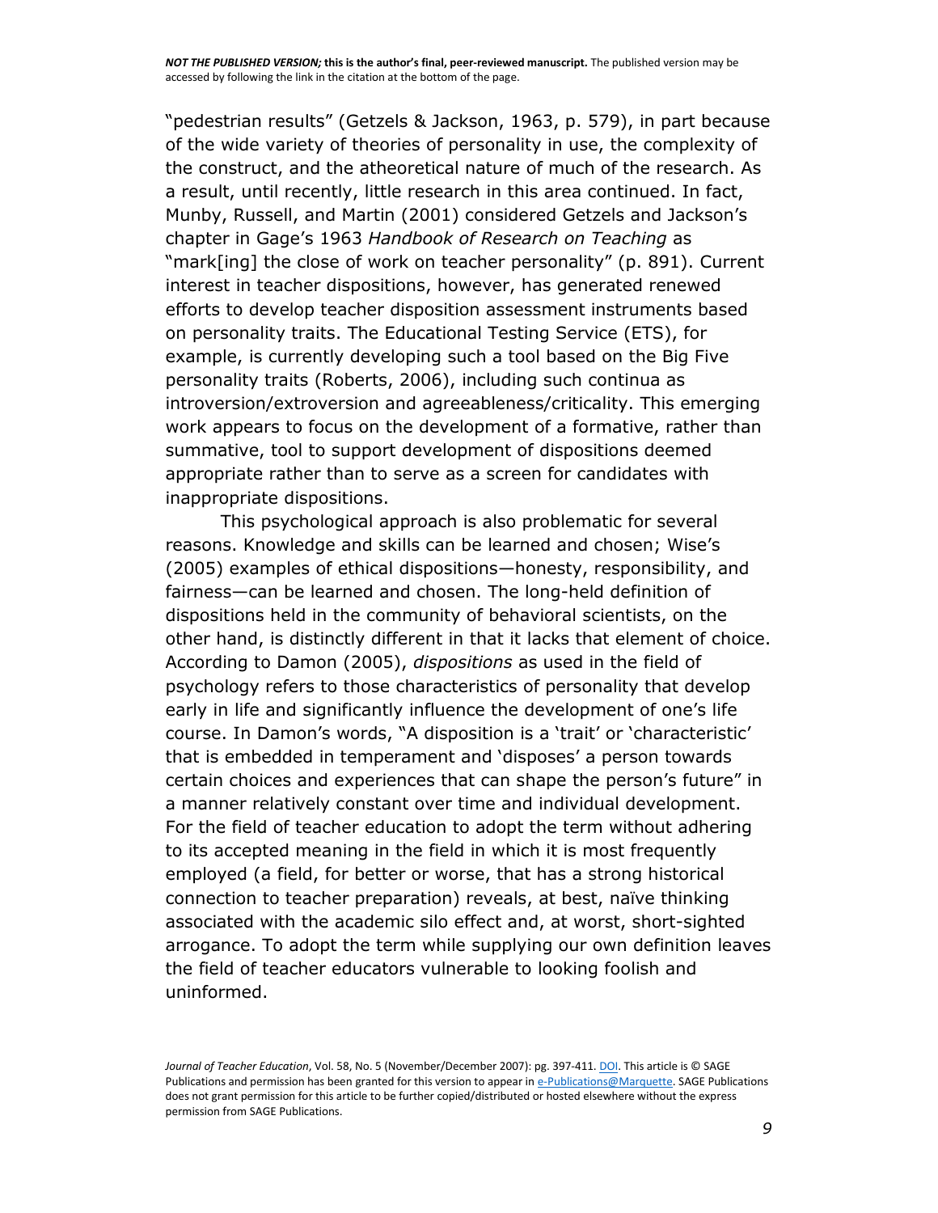"pedestrian results" (Getzels & Jackson, 1963, p. 579), in part because of the wide variety of theories of personality in use, the complexity of the construct, and the atheoretical nature of much of the research. As a result, until recently, little research in this area continued. In fact, Munby, Russell, and Martin (2001) considered Getzels and Jackson's chapter in Gage's 1963 *Handbook of Research on Teaching* as "mark[ing] the close of work on teacher personality" (p. 891). Current interest in teacher dispositions, however, has generated renewed efforts to develop teacher disposition assessment instruments based on personality traits. The Educational Testing Service (ETS), for example, is currently developing such a tool based on the Big Five personality traits (Roberts, 2006), including such continua as introversion/extroversion and agreeableness/criticality. This emerging work appears to focus on the development of a formative, rather than summative, tool to support development of dispositions deemed appropriate rather than to serve as a screen for candidates with inappropriate dispositions.

This psychological approach is also problematic for several reasons. Knowledge and skills can be learned and chosen; Wise's (2005) examples of ethical dispositions—honesty, responsibility, and fairness—can be learned and chosen. The long-held definition of dispositions held in the community of behavioral scientists, on the other hand, is distinctly different in that it lacks that element of choice. According to Damon (2005), *dispositions* as used in the field of psychology refers to those characteristics of personality that develop early in life and significantly influence the development of one's life course. In Damon's words, "A disposition is a 'trait' or 'characteristic' that is embedded in temperament and 'disposes' a person towards certain choices and experiences that can shape the person's future" in a manner relatively constant over time and individual development. For the field of teacher education to adopt the term without adhering to its accepted meaning in the field in which it is most frequently employed (a field, for better or worse, that has a strong historical connection to teacher preparation) reveals, at best, naïve thinking associated with the academic silo effect and, at worst, short-sighted arrogance. To adopt the term while supplying our own definition leaves the field of teacher educators vulnerable to looking foolish and uninformed.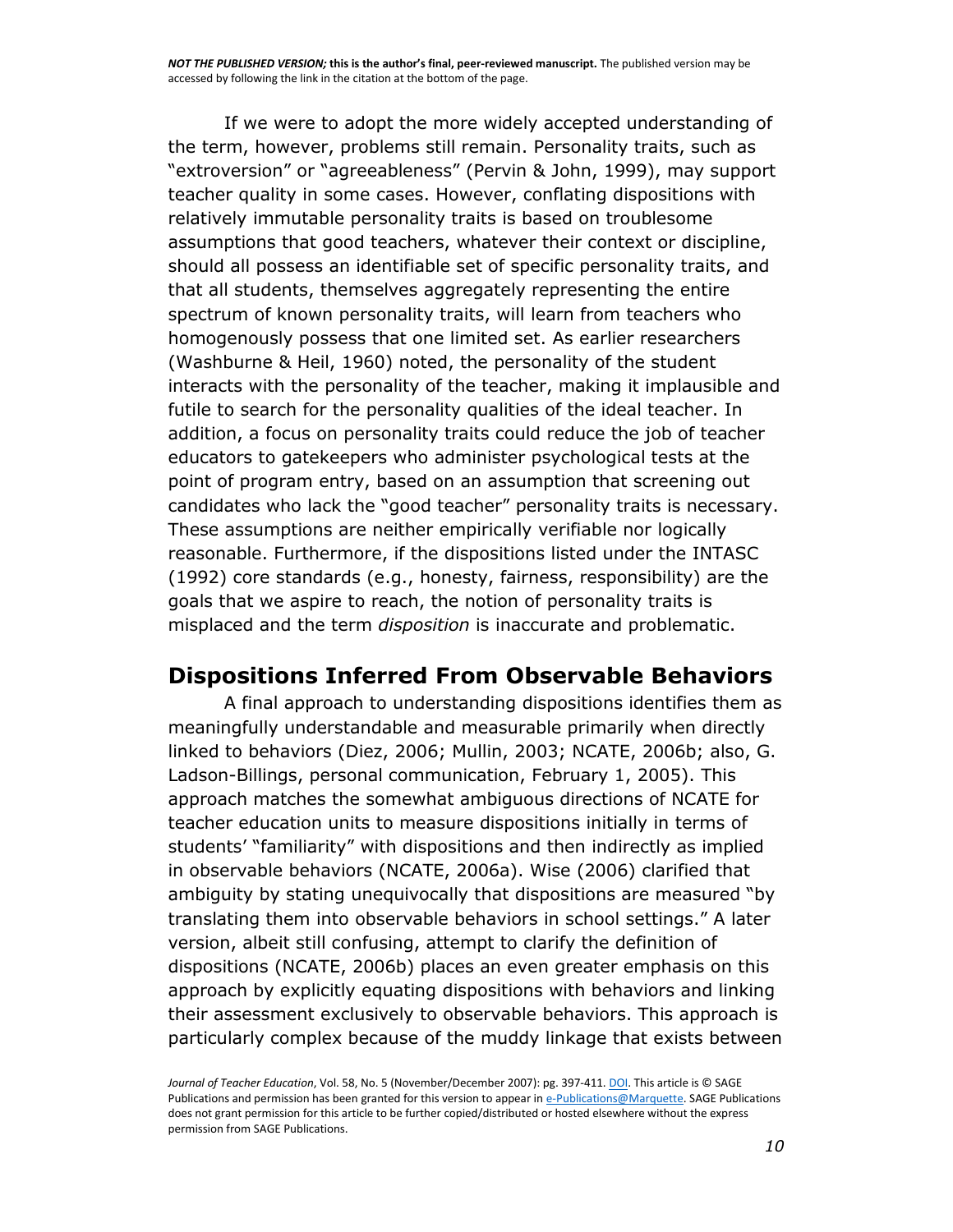If we were to adopt the more widely accepted understanding of the term, however, problems still remain. Personality traits, such as "extroversion" or "agreeableness" (Pervin & John, 1999), may support teacher quality in some cases. However, conflating dispositions with relatively immutable personality traits is based on troublesome assumptions that good teachers, whatever their context or discipline, should all possess an identifiable set of specific personality traits, and that all students, themselves aggregately representing the entire spectrum of known personality traits, will learn from teachers who homogenously possess that one limited set. As earlier researchers (Washburne & Heil, 1960) noted, the personality of the student interacts with the personality of the teacher, making it implausible and futile to search for the personality qualities of the ideal teacher. In addition, a focus on personality traits could reduce the job of teacher educators to gatekeepers who administer psychological tests at the point of program entry, based on an assumption that screening out candidates who lack the "good teacher" personality traits is necessary. These assumptions are neither empirically verifiable nor logically reasonable. Furthermore, if the dispositions listed under the INTASC (1992) core standards (e.g., honesty, fairness, responsibility) are the goals that we aspire to reach, the notion of personality traits is misplaced and the term *disposition* is inaccurate and problematic.

## Dispositions Inferred From Observable Behaviors

A final approach to understanding dispositions identifies them as meaningfully understandable and measurable primarily when directly linked to behaviors (Diez, 2006; Mullin, 2003; NCATE, 2006b; also, G. Ladson-Billings, personal communication, February 1, 2005). This approach matches the somewhat ambiguous directions of NCATE for teacher education units to measure dispositions initially in terms of students' "familiarity" with dispositions and then indirectly as implied in observable behaviors (NCATE, 2006a). Wise (2006) clarified that ambiguity by stating unequivocally that dispositions are measured "by translating them into observable behaviors in school settings." A later version, albeit still confusing, attempt to clarify the definition of dispositions (NCATE, 2006b) places an even greater emphasis on this approach by explicitly equating dispositions with behaviors and linking their assessment exclusively to observable behaviors. This approach is particularly complex because of the muddy linkage that exists between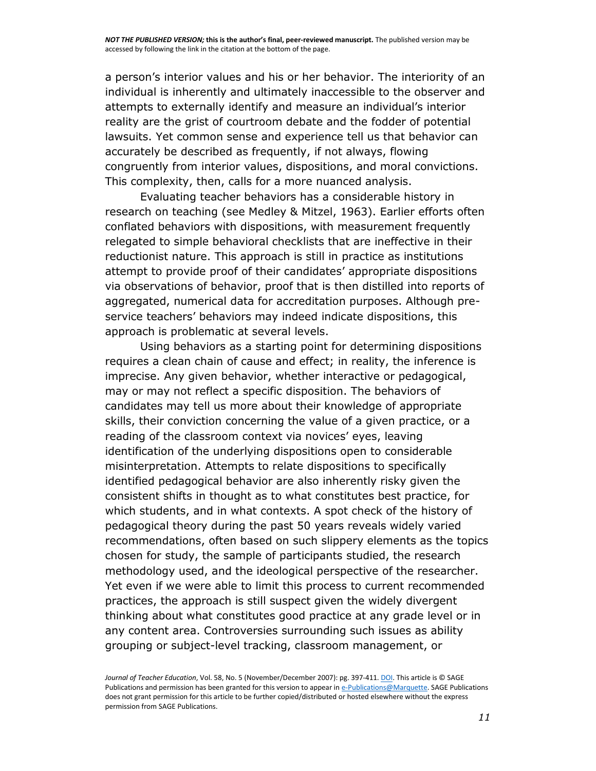a person's interior values and his or her behavior. The interiority of an individual is inherently and ultimately inaccessible to the observer and attempts to externally identify and measure an individual's interior reality are the grist of courtroom debate and the fodder of potential lawsuits. Yet common sense and experience tell us that behavior can accurately be described as frequently, if not always, flowing congruently from interior values, dispositions, and moral convictions. This complexity, then, calls for a more nuanced analysis.

Evaluating teacher behaviors has a considerable history in research on teaching (see Medley & Mitzel, 1963). Earlier efforts often conflated behaviors with dispositions, with measurement frequently relegated to simple behavioral checklists that are ineffective in their reductionist nature. This approach is still in practice as institutions attempt to provide proof of their candidates' appropriate dispositions via observations of behavior, proof that is then distilled into reports of aggregated, numerical data for accreditation purposes. Although pre-service teachers' behaviors may indeed indicate dispositions, this approach is problematic at several levels.

Using behaviors as a starting point for determining dispositions requires a clean chain of cause and effect; in reality, the inference is imprecise. Any given behavior, whether interactive or pedagogical, may or may not reflect a specific disposition. The behaviors of candidates may tell us more about their knowledge of appropriate skills, their conviction concerning the value of a given practice, or a reading of the classroom context via novices' eyes, leaving identification of the underlying dispositions open to considerable misinterpretation. Attempts to relate dispositions to specifically identified pedagogical behavior are also inherently risky given the consistent shifts in thought as to what constitutes best practice, for which students, and in what contexts. A spot check of the history of pedagogical theory during the past 50 years reveals widely varied recommendations, often based on such slippery elements as the topics chosen for study, the sample of participants studied, the research methodology used, and the ideological perspective of the researcher. Yet even if we were able to limit this process to current recommended practices, the approach is still suspect given the widely divergent thinking about what constitutes good practice at any grade level or in any content area. Controversies surrounding such issues as ability grouping or subject-level tracking, classroom management, or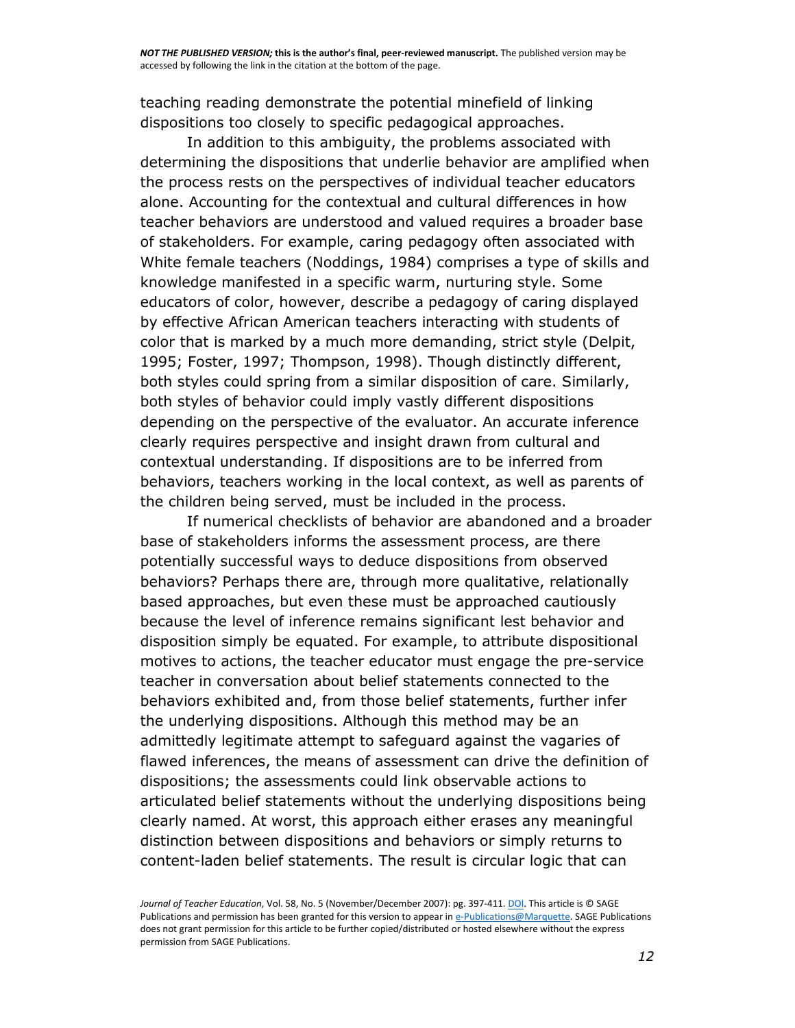teaching reading demonstrate the potential minefield of linking dispositions too closely to specific pedagogical approaches.

In addition to this ambiguity, the problems associated with determining the dispositions that underlie behavior are amplified when the process rests on the perspectives of individual teacher educators alone. Accounting for the contextual and cultural differences in how teacher behaviors are understood and valued requires a broader base of stakeholders. For example, caring pedagogy often associated with White female teachers (Noddings, 1984) comprises a type of skills and knowledge manifested in a specific warm, nurturing style. Some educators of color, however, describe a pedagogy of caring displayed by effective African American teachers interacting with students of color that is marked by a much more demanding, strict style (Delpit, 1995; Foster, 1997; Thompson, 1998). Though distinctly different, both styles could spring from a similar disposition of care. Similarly, both styles of behavior could imply vastly different dispositions depending on the perspective of the evaluator. An accurate inference clearly requires perspective and insight drawn from cultural and contextual understanding. If dispositions are to be inferred from behaviors, teachers working in the local context, as well as parents of the children being served, must be included in the process.

If numerical checklists of behavior are abandoned and a broader base of stakeholders informs the assessment process, are there potentially successful ways to deduce dispositions from observed behaviors? Perhaps there are, through more qualitative, relationally based approaches, but even these must be approached cautiously because the level of inference remains significant lest behavior and disposition simply be equated. For example, to attribute dispositional motives to actions, the teacher educator must engage the pre-service teacher in conversation about belief statements connected to the behaviors exhibited and, from those belief statements, further infer the underlying dispositions. Although this method may be an admittedly legitimate attempt to safeguard against the vagaries of flawed inferences, the means of assessment can drive the definition of dispositions; the assessments could link observable actions to articulated belief statements without the underlying dispositions being clearly named. At worst, this approach either erases any meaningful distinction between dispositions and behaviors or simply returns to content-laden belief statements. The result is circular logic that can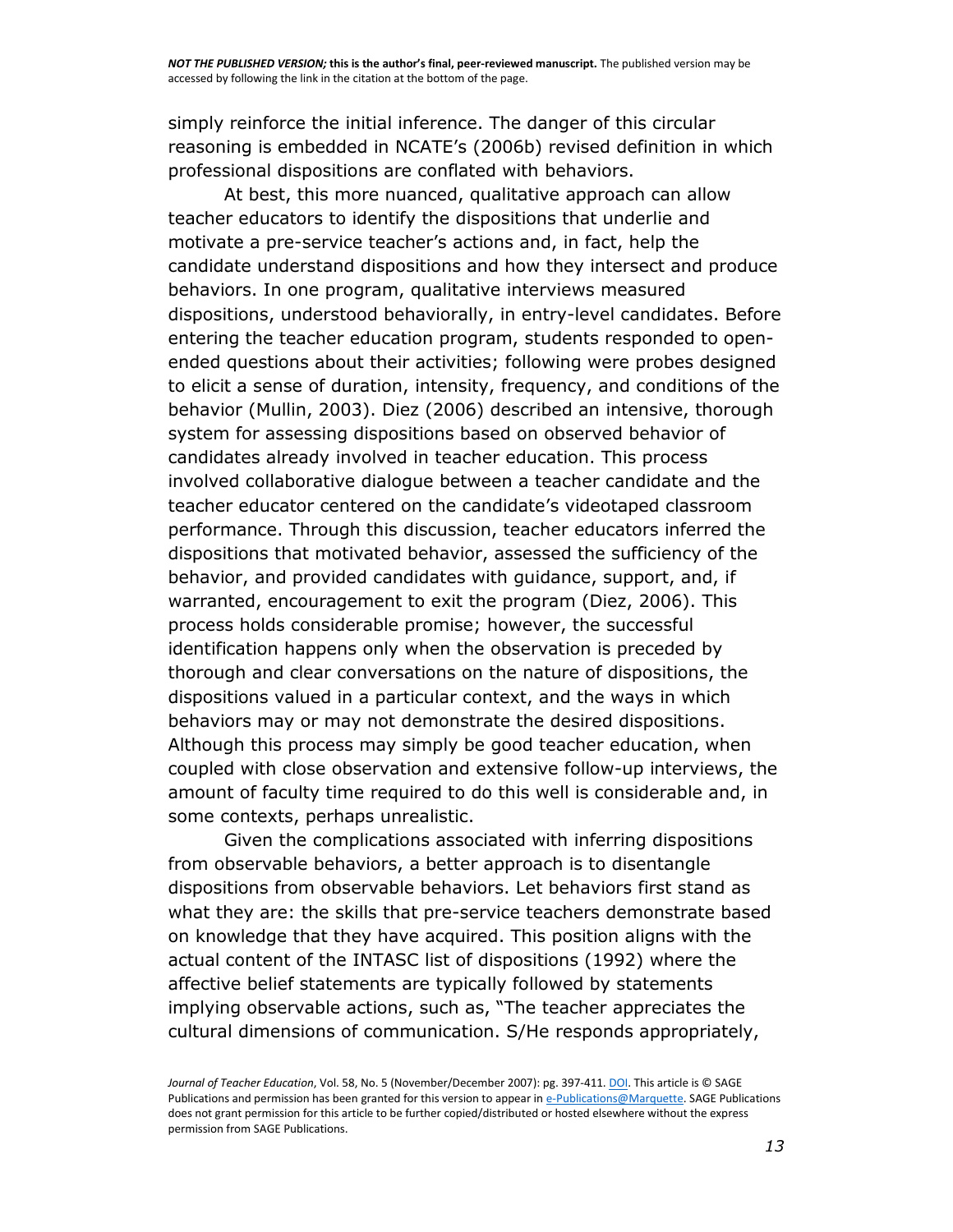simply reinforce the initial inference. The danger of this circular reasoning is embedded in NCATE's (2006b) revised definition in which professional dispositions are conflated with behaviors.

At best, this more nuanced, qualitative approach can allow teacher educators to identify the dispositions that underlie and motivate a pre-service teacher's actions and, in fact, help the candidate understand dispositions and how they intersect and produce behaviors. In one program, qualitative interviews measured dispositions, understood behaviorally, in entry-level candidates. Before entering the teacher education program, students responded to open-ended questions about their activities; following were probes designed to elicit a sense of duration, intensity, frequency, and conditions of the behavior (Mullin, 2003). Diez (2006) described an intensive, thorough system for assessing dispositions based on observed behavior of candidates already involved in teacher education. This process involved collaborative dialogue between a teacher candidate and the teacher educator centered on the candidate's videotaped classroom performance. Through this discussion, teacher educators inferred the dispositions that motivated behavior, assessed the sufficiency of the behavior, and provided candidates with guidance, support, and, if warranted, encouragement to exit the program (Diez, 2006). This process holds considerable promise; however, the successful identification happens only when the observation is preceded by thorough and clear conversations on the nature of dispositions, the dispositions valued in a particular context, and the ways in which behaviors may or may not demonstrate the desired dispositions. Although this process may simply be good teacher education, when coupled with close observation and extensive follow-up interviews, the amount of faculty time required to do this well is considerable and, in some contexts, perhaps unrealistic.

Given the complications associated with inferring dispositions from observable behaviors, a better approach is to disentangle dispositions from observable behaviors. Let behaviors first stand as what they are: the skills that pre-service teachers demonstrate based on knowledge that they have acquired. This position aligns with the actual content of the INTASC list of dispositions (1992) where the affective belief statements are typically followed by statements implying observable actions, such as, "The teacher appreciates the cultural dimensions of communication. S/He responds appropriately,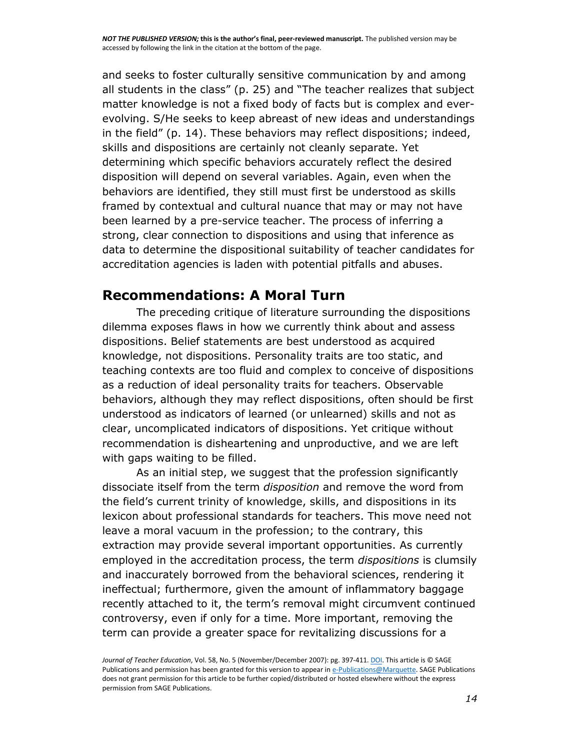and seeks to foster culturally sensitive communication by and among all students in the class" (p. 25) and "The teacher realizes that subject matter knowledge is not a fixed body of facts but is complex and ever-evolving. S/He seeks to keep abreast of new ideas and understandings in the field" (p. 14). These behaviors may reflect dispositions; indeed, skills and dispositions are certainly not cleanly separate. Yet determining which specific behaviors accurately reflect the desired disposition will depend on several variables. Again, even when the behaviors are identified, they still must first be understood as skills framed by contextual and cultural nuance that may or may not have been learned by a pre-service teacher. The process of inferring a strong, clear connection to dispositions and using that inference as data to determine the dispositional suitability of teacher candidates for accreditation agencies is laden with potential pitfalls and abuses.

## Recommendations: A Moral Turn

The preceding critique of literature surrounding the dispositions dilemma exposes flaws in how we currently think about and assess dispositions. Belief statements are best understood as acquired knowledge, not dispositions. Personality traits are too static, and teaching contexts are too fluid and complex to conceive of dispositions as a reduction of ideal personality traits for teachers. Observable behaviors, although they may reflect dispositions, often should be first understood as indicators of learned (or unlearned) skills and not as clear, uncomplicated indicators of dispositions. Yet critique without recommendation is disheartening and unproductive, and we are left with gaps waiting to be filled.

As an initial step, we suggest that the profession significantly dissociate itself from the term *disposition* and remove the word from the field's current trinity of knowledge, skills, and dispositions in its lexicon about professional standards for teachers. This move need not leave a moral vacuum in the profession; to the contrary, this extraction may provide several important opportunities. As currently employed in the accreditation process, the term *dispositions* is clumsily and inaccurately borrowed from the behavioral sciences, rendering it ineffectual; furthermore, given the amount of inflammatory baggage recently attached to it, the term's removal might circumvent continued controversy, even if only for a time. More important, removing the term can provide a greater space for revitalizing discussions for a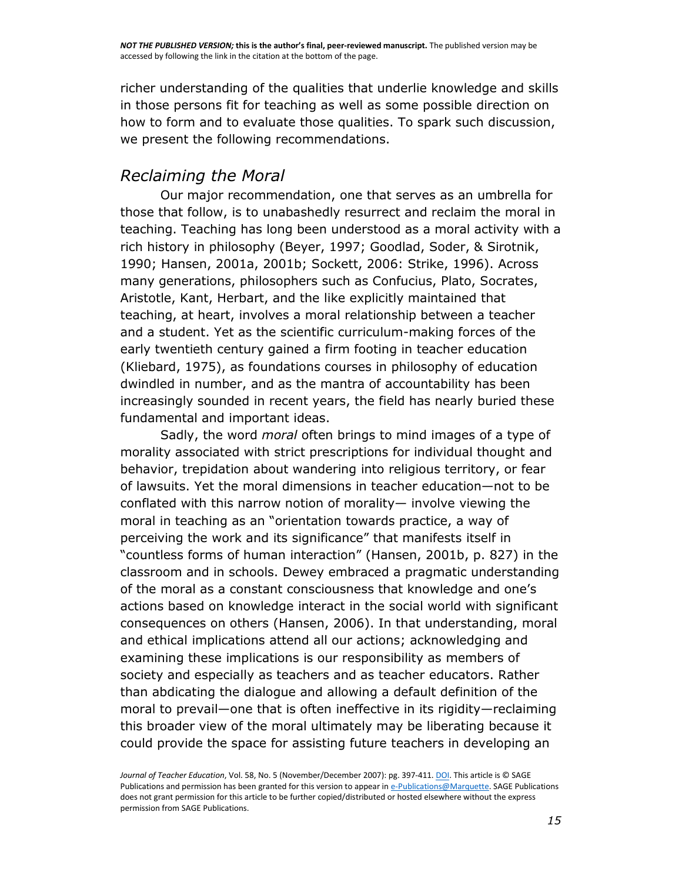richer understanding of the qualities that underlie knowledge and skills in those persons fit for teaching as well as some possible direction on how to form and to evaluate those qualities. To spark such discussion, we present the following recommendations.

## *Reclaiming the Moral*

Our major recommendation, one that serves as an umbrella for those that follow, is to unabashedly resurrect and reclaim the moral in teaching. Teaching has long been understood as a moral activity with a rich history in philosophy (Beyer, 1997; Goodlad, Soder, & Sirotnik, 1990; Hansen, 2001a, 2001b; Sockett, 2006: Strike, 1996). Across many generations, philosophers such as Confucius, Plato, Socrates, Aristotle, Kant, Herbart, and the like explicitly maintained that teaching, at heart, involves a moral relationship between a teacher and a student. Yet as the scientific curriculum-making forces of the early twentieth century gained a firm footing in teacher education (Kliebard, 1975), as foundations courses in philosophy of education dwindled in number, and as the mantra of accountability has been increasingly sounded in recent years, the field has nearly buried these fundamental and important ideas.

Sadly, the word *moral* often brings to mind images of a type of morality associated with strict prescriptions for individual thought and behavior, trepidation about wandering into religious territory, or fear of lawsuits. Yet the moral dimensions in teacher education—not to be conflated with this narrow notion of morality— involve viewing the moral in teaching as an "orientation towards practice, a way of perceiving the work and its significance" that manifests itself in "countless forms of human interaction" (Hansen, 2001b, p. 827) in the classroom and in schools. Dewey embraced a pragmatic understanding of the moral as a constant consciousness that knowledge and one's actions based on knowledge interact in the social world with significant consequences on others (Hansen, 2006). In that understanding, moral and ethical implications attend all our actions; acknowledging and examining these implications is our responsibility as members of society and especially as teachers and as teacher educators. Rather than abdicating the dialogue and allowing a default definition of the moral to prevail—one that is often ineffective in its rigidity—reclaiming this broader view of the moral ultimately may be liberating because it could provide the space for assisting future teachers in developing an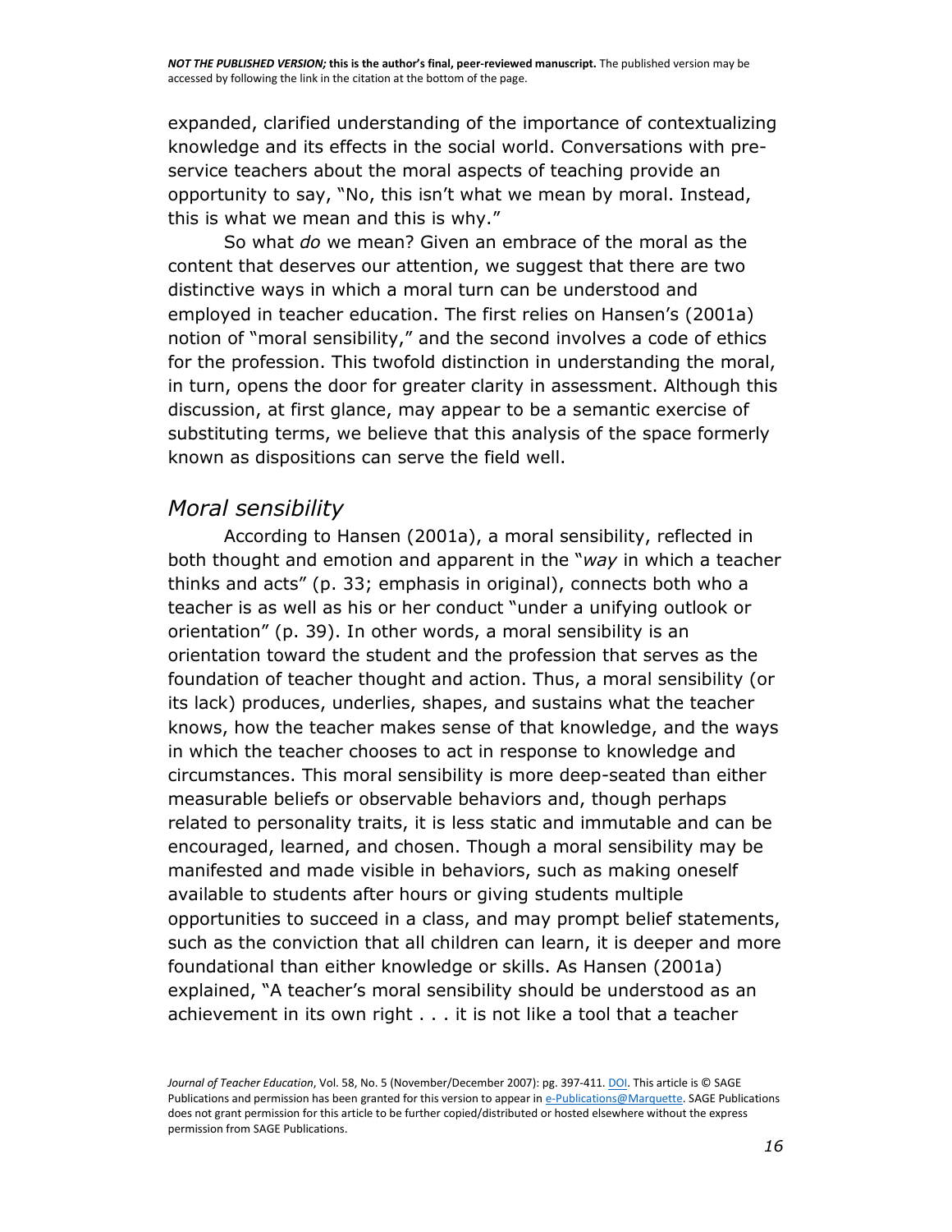expanded, clarified understanding of the importance of contextualizing knowledge and its effects in the social world. Conversations with pre-service teachers about the moral aspects of teaching provide an opportunity to say, "No, this isn't what we mean by moral. Instead, this is what we mean and this is why."

So what *do* we mean? Given an embrace of the moral as the content that deserves our attention, we suggest that there are two distinctive ways in which a moral turn can be understood and employed in teacher education. The first relies on Hansen's (2001a) notion of "moral sensibility," and the second involves a code of ethics for the profession. This twofold distinction in understanding the moral, in turn, opens the door for greater clarity in assessment. Although this discussion, at first glance, may appear to be a semantic exercise of substituting terms, we believe that this analysis of the space formerly known as dispositions can serve the field well.

## *Moral sensibility*

According to Hansen (2001a), a moral sensibility, reflected in both thought and emotion and apparent in the "*way* in which a teacher thinks and acts" (p. 33; emphasis in original), connects both who a teacher is as well as his or her conduct "under a unifying outlook or orientation" (p. 39). In other words, a moral sensibility is an orientation toward the student and the profession that serves as the foundation of teacher thought and action. Thus, a moral sensibility (or its lack) produces, underlies, shapes, and sustains what the teacher knows, how the teacher makes sense of that knowledge, and the ways in which the teacher chooses to act in response to knowledge and circumstances. This moral sensibility is more deep-seated than either measurable beliefs or observable behaviors and, though perhaps related to personality traits, it is less static and immutable and can be encouraged, learned, and chosen. Though a moral sensibility may be manifested and made visible in behaviors, such as making oneself available to students after hours or giving students multiple opportunities to succeed in a class, and may prompt belief statements, such as the conviction that all children can learn, it is deeper and more foundational than either knowledge or skills. As Hansen (2001a) explained, "A teacher's moral sensibility should be understood as an achievement in its own right . . . it is not like a tool that a teacher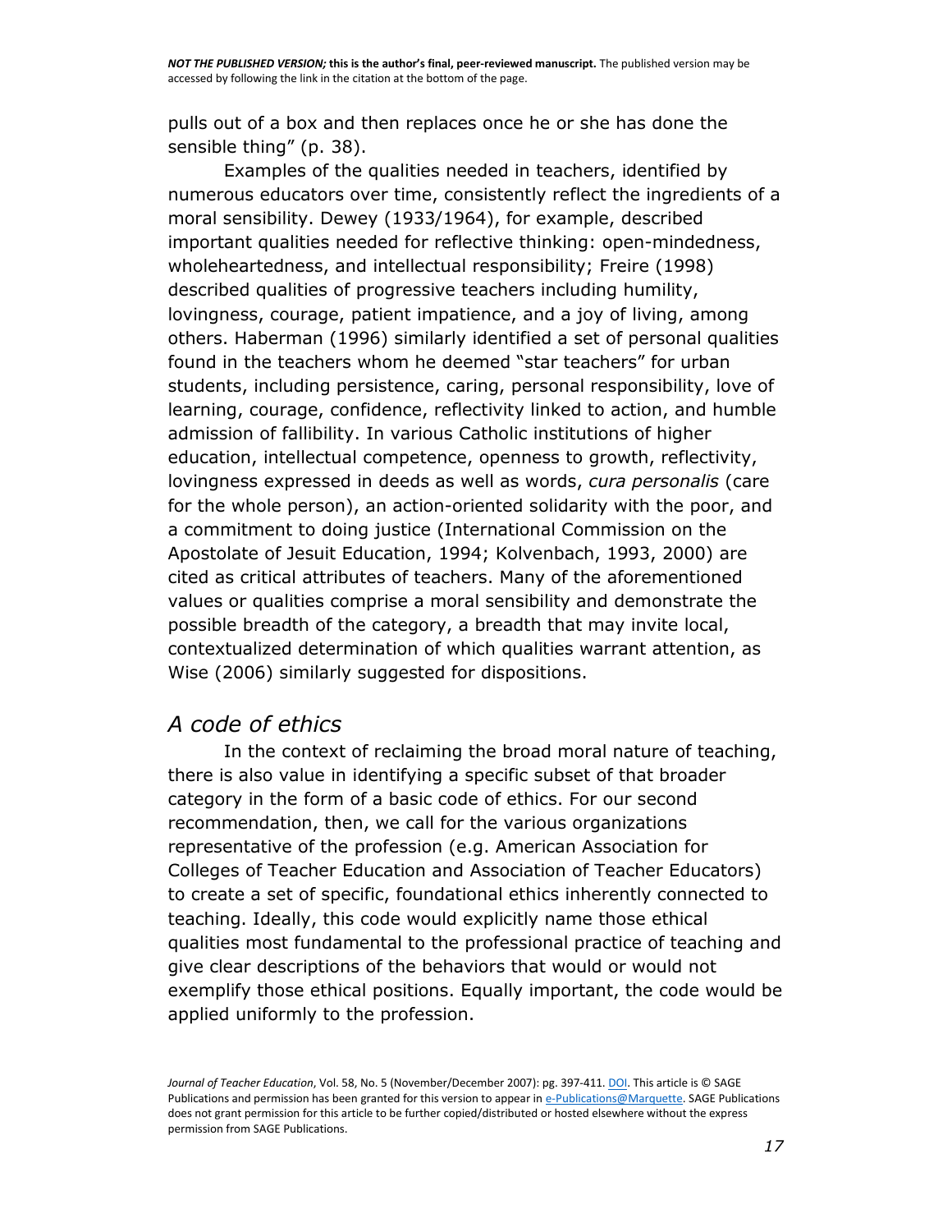pulls out of a box and then replaces once he or she has done the sensible thing" (p. 38).

Examples of the qualities needed in teachers, identified by numerous educators over time, consistently reflect the ingredients of a moral sensibility. Dewey (1933/1964), for example, described important qualities needed for reflective thinking: open-mindedness, wholeheartedness, and intellectual responsibility; Freire (1998) described qualities of progressive teachers including humility, lovingness, courage, patient impatience, and a joy of living, among others. Haberman (1996) similarly identified a set of personal qualities found in the teachers whom he deemed "star teachers" for urban students, including persistence, caring, personal responsibility, love of learning, courage, confidence, reflectivity linked to action, and humble admission of fallibility. In various Catholic institutions of higher education, intellectual competence, openness to growth, reflectivity, lovingness expressed in deeds as well as words, *cura personalis* (care for the whole person), an action-oriented solidarity with the poor, and a commitment to doing justice (International Commission on the Apostolate of Jesuit Education, 1994; Kolvenbach, 1993, 2000) are cited as critical attributes of teachers. Many of the aforementioned values or qualities comprise a moral sensibility and demonstrate the possible breadth of the category, a breadth that may invite local, contextualized determination of which qualities warrant attention, as Wise (2006) similarly suggested for dispositions.

## *A code of ethics*

In the context of reclaiming the broad moral nature of teaching, there is also value in identifying a specific subset of that broader category in the form of a basic code of ethics. For our second recommendation, then, we call for the various organizations representative of the profession (e.g. American Association for Colleges of Teacher Education and Association of Teacher Educators) to create a set of specific, foundational ethics inherently connected to teaching. Ideally, this code would explicitly name those ethical qualities most fundamental to the professional practice of teaching and give clear descriptions of the behaviors that would or would not exemplify those ethical positions. Equally important, the code would be applied uniformly to the profession.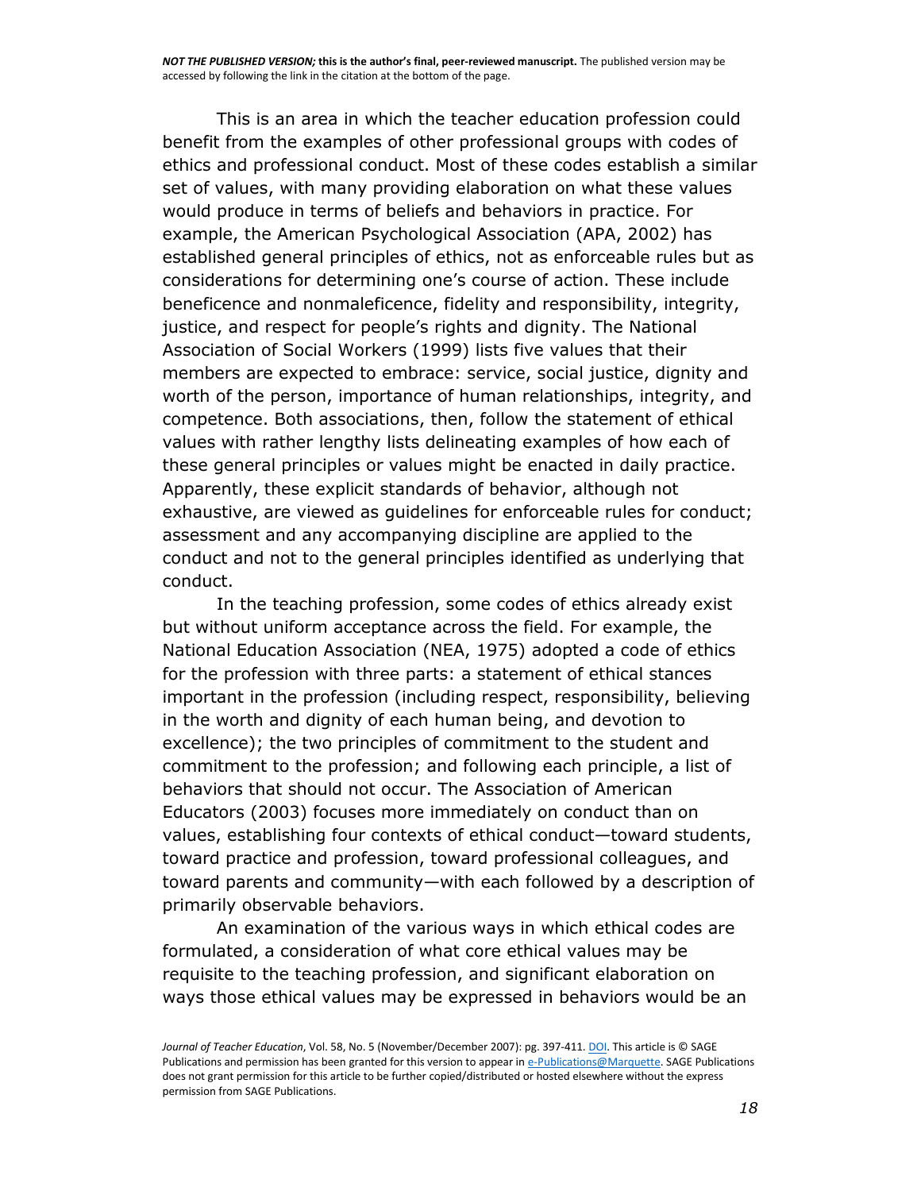This is an area in which the teacher education profession could benefit from the examples of other professional groups with codes of ethics and professional conduct. Most of these codes establish a similar set of values, with many providing elaboration on what these values would produce in terms of beliefs and behaviors in practice. For example, the American Psychological Association (APA, 2002) has established general principles of ethics, not as enforceable rules but as considerations for determining one's course of action. These include beneficence and nonmaleficence, fidelity and responsibility, integrity, justice, and respect for people's rights and dignity. The National Association of Social Workers (1999) lists five values that their members are expected to embrace: service, social justice, dignity and worth of the person, importance of human relationships, integrity, and competence. Both associations, then, follow the statement of ethical values with rather lengthy lists delineating examples of how each of these general principles or values might be enacted in daily practice. Apparently, these explicit standards of behavior, although not exhaustive, are viewed as guidelines for enforceable rules for conduct; assessment and any accompanying discipline are applied to the conduct and not to the general principles identified as underlying that conduct.

In the teaching profession, some codes of ethics already exist but without uniform acceptance across the field. For example, the National Education Association (NEA, 1975) adopted a code of ethics for the profession with three parts: a statement of ethical stances important in the profession (including respect, responsibility, believing in the worth and dignity of each human being, and devotion to excellence); the two principles of commitment to the student and commitment to the profession; and following each principle, a list of behaviors that should not occur. The Association of American Educators (2003) focuses more immediately on conduct than on values, establishing four contexts of ethical conduct—toward students, toward practice and profession, toward professional colleagues, and toward parents and community—with each followed by a description of primarily observable behaviors.

An examination of the various ways in which ethical codes are formulated, a consideration of what core ethical values may be requisite to the teaching profession, and significant elaboration on ways those ethical values may be expressed in behaviors would be an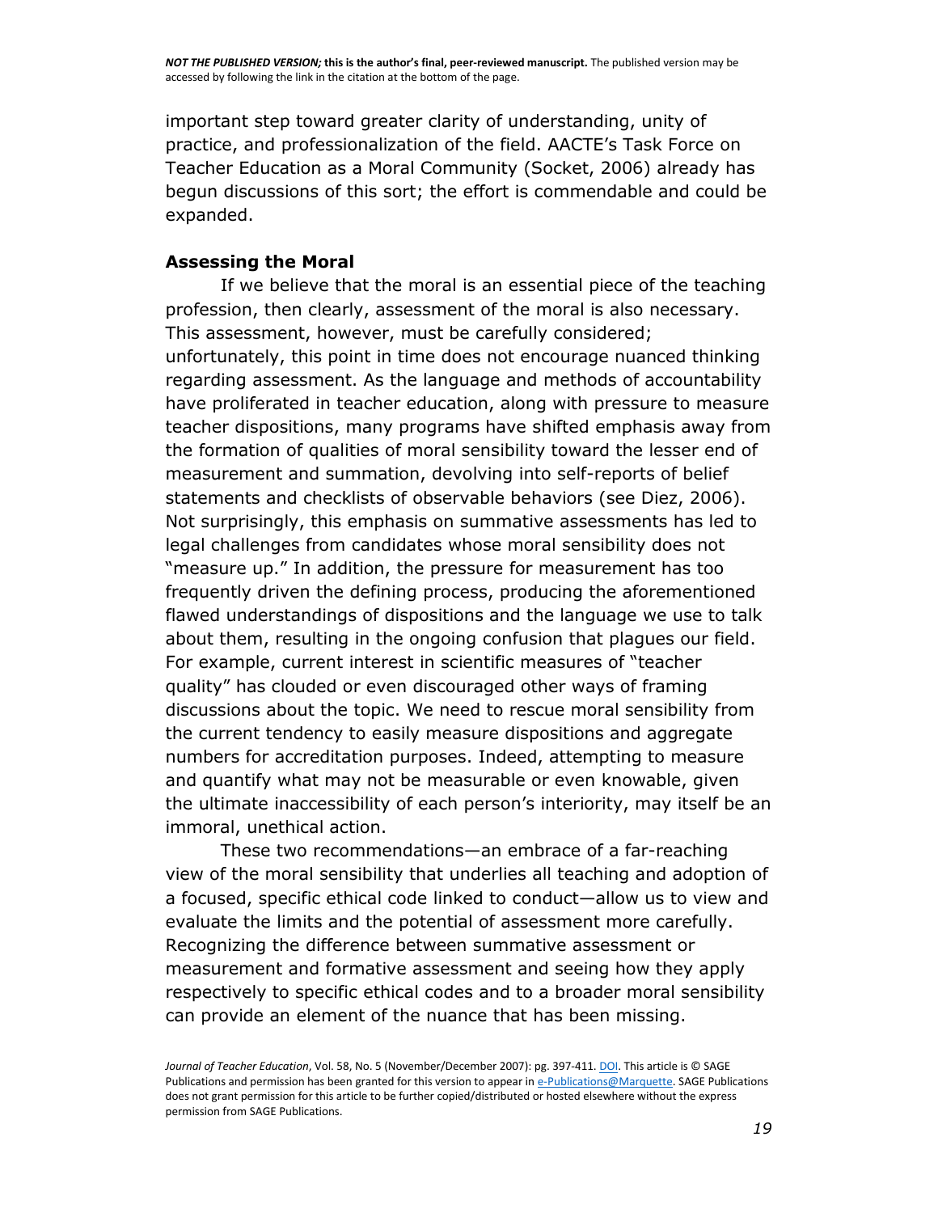important step toward greater clarity of understanding, unity of practice, and professionalization of the field. AACTE's Task Force on Teacher Education as a Moral Community (Socket, 2006) already has begun discussions of this sort; the effort is commendable and could be expanded.

### Assessing the Moral

If we believe that the moral is an essential piece of the teaching profession, then clearly, assessment of the moral is also necessary. This assessment, however, must be carefully considered; unfortunately, this point in time does not encourage nuanced thinking regarding assessment. As the language and methods of accountability have proliferated in teacher education, along with pressure to measure teacher dispositions, many programs have shifted emphasis away from the formation of qualities of moral sensibility toward the lesser end of measurement and summation, devolving into self-reports of belief statements and checklists of observable behaviors (see Diez, 2006). Not surprisingly, this emphasis on summative assessments has led to legal challenges from candidates whose moral sensibility does not "measure up." In addition, the pressure for measurement has too frequently driven the defining process, producing the aforementioned flawed understandings of dispositions and the language we use to talk about them, resulting in the ongoing confusion that plagues our field. For example, current interest in scientific measures of "teacher quality" has clouded or even discouraged other ways of framing discussions about the topic. We need to rescue moral sensibility from the current tendency to easily measure dispositions and aggregate numbers for accreditation purposes. Indeed, attempting to measure and quantify what may not be measurable or even knowable, given the ultimate inaccessibility of each person's interiority, may itself be an immoral, unethical action.

These two recommendations—an embrace of a far-reaching view of the moral sensibility that underlies all teaching and adoption of a focused, specific ethical code linked to conduct—allow us to view and evaluate the limits and the potential of assessment more carefully. Recognizing the difference between summative assessment or measurement and formative assessment and seeing how they apply respectively to specific ethical codes and to a broader moral sensibility can provide an element of the nuance that has been missing.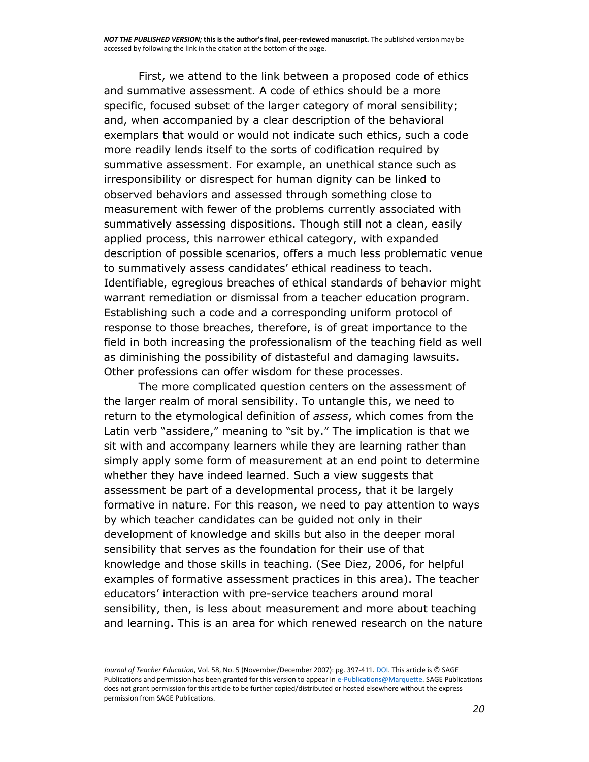First, we attend to the link between a proposed code of ethics and summative assessment. A code of ethics should be a more specific, focused subset of the larger category of moral sensibility; and, when accompanied by a clear description of the behavioral exemplars that would or would not indicate such ethics, such a code more readily lends itself to the sorts of codification required by summative assessment. For example, an unethical stance such as irresponsibility or disrespect for human dignity can be linked to observed behaviors and assessed through something close to measurement with fewer of the problems currently associated with summatively assessing dispositions. Though still not a clean, easily applied process, this narrower ethical category, with expanded description of possible scenarios, offers a much less problematic venue to summatively assess candidates' ethical readiness to teach. Identifiable, egregious breaches of ethical standards of behavior might warrant remediation or dismissal from a teacher education program. Establishing such a code and a corresponding uniform protocol of response to those breaches, therefore, is of great importance to the field in both increasing the professionalism of the teaching field as well as diminishing the possibility of distasteful and damaging lawsuits. Other professions can offer wisdom for these processes.

The more complicated question centers on the assessment of the larger realm of moral sensibility. To untangle this, we need to return to the etymological definition of *assess*, which comes from the Latin verb "assidere," meaning to "sit by." The implication is that we sit with and accompany learners while they are learning rather than simply apply some form of measurement at an end point to determine whether they have indeed learned. Such a view suggests that assessment be part of a developmental process, that it be largely formative in nature. For this reason, we need to pay attention to ways by which teacher candidates can be guided not only in their development of knowledge and skills but also in the deeper moral sensibility that serves as the foundation for their use of that knowledge and those skills in teaching. (See Diez, 2006, for helpful examples of formative assessment practices in this area). The teacher educators' interaction with pre-service teachers around moral sensibility, then, is less about measurement and more about teaching and learning. This is an area for which renewed research on the nature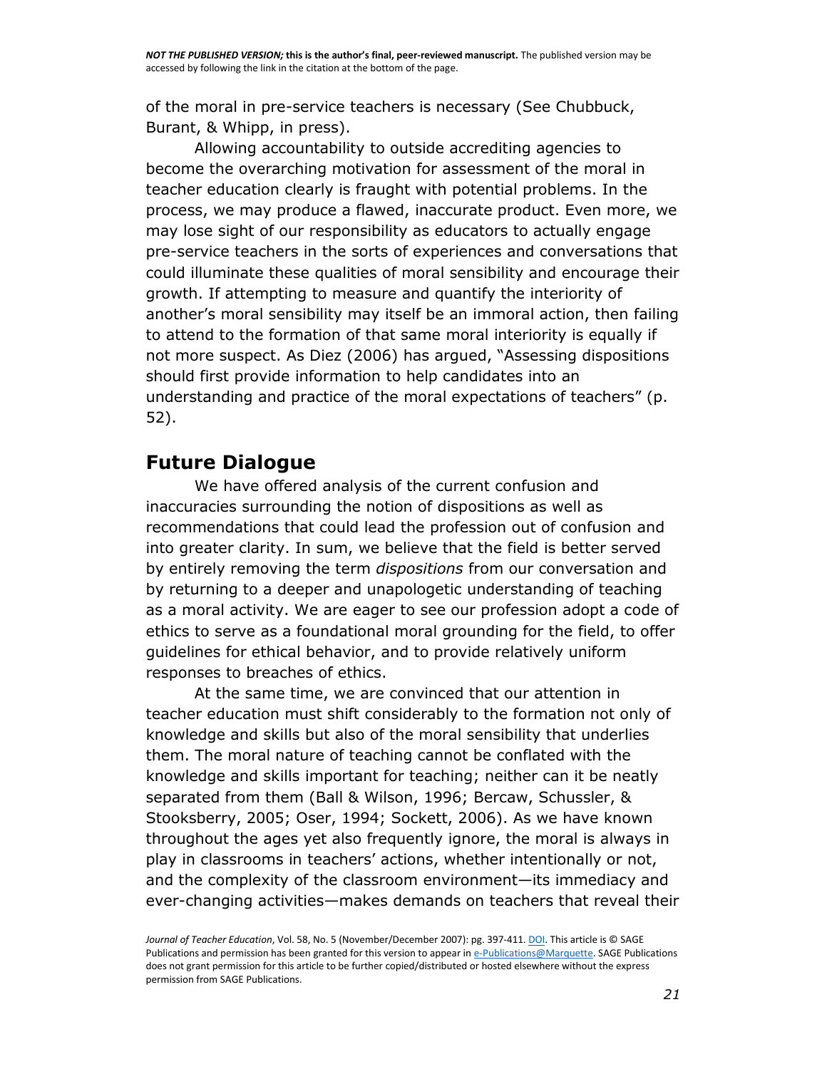of the moral in pre-service teachers is necessary (See Chubbuck, Burant, & Whipp, in press).

Allowing accountability to outside accrediting agencies to become the overarching motivation for assessment of the moral in teacher education clearly is fraught with potential problems. In the process, we may produce a flawed, inaccurate product. Even more, we may lose sight of our responsibility as educators to actually engage pre-service teachers in the sorts of experiences and conversations that could illuminate these qualities of moral sensibility and encourage their growth. If attempting to measure and quantify the interiority of another's moral sensibility may itself be an immoral action, then failing to attend to the formation of that same moral interiority is equally if not more suspect. As Diez (2006) has argued, "Assessing dispositions should first provide information to help candidates into an understanding and practice of the moral expectations of teachers" (p. 52).

## Future Dialogue

We have offered analysis of the current confusion and inaccuracies surrounding the notion of dispositions as well as recommendations that could lead the profession out of confusion and into greater clarity. In sum, we believe that the field is better served by entirely removing the term *dispositions* from our conversation and by returning to a deeper and unapologetic understanding of teaching as a moral activity. We are eager to see our profession adopt a code of ethics to serve as a foundational moral grounding for the field, to offer guidelines for ethical behavior, and to provide relatively uniform responses to breaches of ethics.

At the same time, we are convinced that our attention in teacher education must shift considerably to the formation not only of knowledge and skills but also of the moral sensibility that underlies them. The moral nature of teaching cannot be conflated with the knowledge and skills important for teaching; neither can it be neatly separated from them (Ball & Wilson, 1996; Bercaw, Schussler, & Stooksberry, 2005; Oser, 1994; Sockett, 2006). As we have known throughout the ages yet also frequently ignore, the moral is always in play in classrooms in teachers' actions, whether intentionally or not, and the complexity of the classroom environment—its immediacy and ever-changing activities—makes demands on teachers that reveal their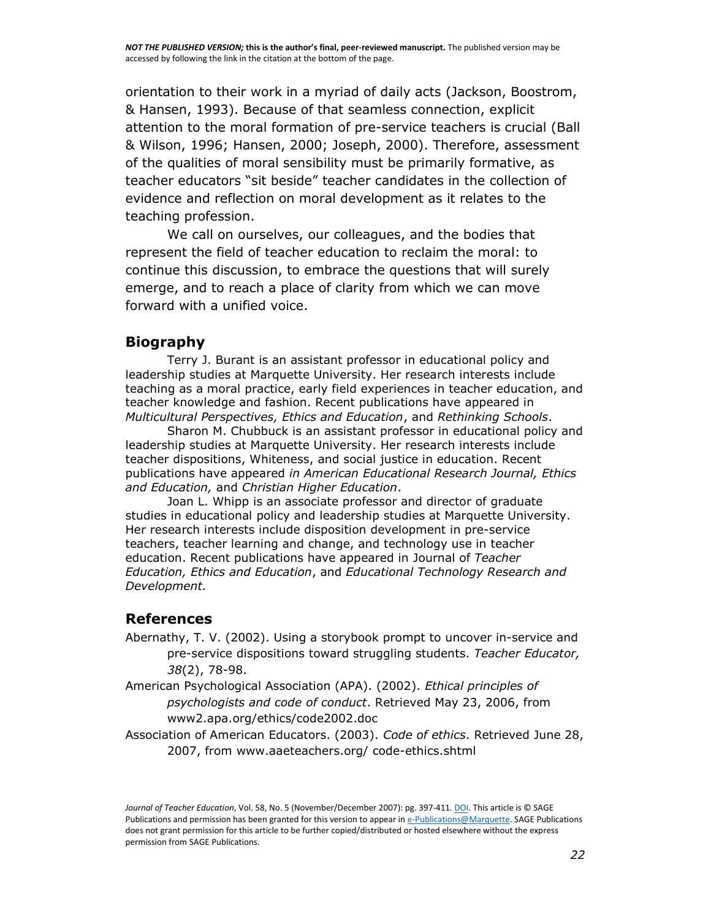orientation to their work in a myriad of daily acts (Jackson, Boostrom, & Hansen, 1993). Because of that seamless connection, explicit attention to the moral formation of pre-service teachers is crucial (Ball & Wilson, 1996; Hansen, 2000; Joseph, 2000). Therefore, assessment of the qualities of moral sensibility must be primarily formative, as teacher educators "sit beside" teacher candidates in the collection of evidence and reflection on moral development as it relates to the teaching profession.

We call on ourselves, our colleagues, and the bodies that represent the field of teacher education to reclaim the moral: to continue this discussion, to embrace the questions that will surely emerge, and to reach a place of clarity from which we can move forward with a unified voice.

## Biography

Terry J. Burant is an assistant professor in educational policy and leadership studies at Marquette University. Her research interests include teaching as a moral practice, early field experiences in teacher education, and teacher knowledge and fashion. Recent publications have appeared in *Multicultural Perspectives, Ethics and Education*, and *Rethinking Schools*.

Sharon M. Chubbuck is an assistant professor in educational policy and leadership studies at Marquette University. Her research interests include teacher dispositions, Whiteness, and social justice in education. Recent publications have appeared *in American Educational Research Journal, Ethics and Education,* and *Christian Higher Education*.

Joan L. Whipp is an associate professor and director of graduate studies in educational policy and leadership studies at Marquette University. Her research interests include disposition development in pre-service teachers, teacher learning and change, and technology use in teacher education. Recent publications have appeared in Journal of *Teacher Education, Ethics and Education*, and *Educational Technology Research and Development.*

## References

Abernathy, T. V. (2002). Using a storybook prompt to uncover in-service and pre-service dispositions toward struggling students. *Teacher Educator, 38*(2), 78-98.

American Psychological Association (APA). (2002). *Ethical principles of psychologists and code of conduct*. Retrieved May 23, 2006, from www2.apa.org/ethics/code2002.doc

Association of American Educators. (2003). *Code of ethics*. Retrieved June 28, 2007, from www.aaeteachers.org/ code-ethics.shtml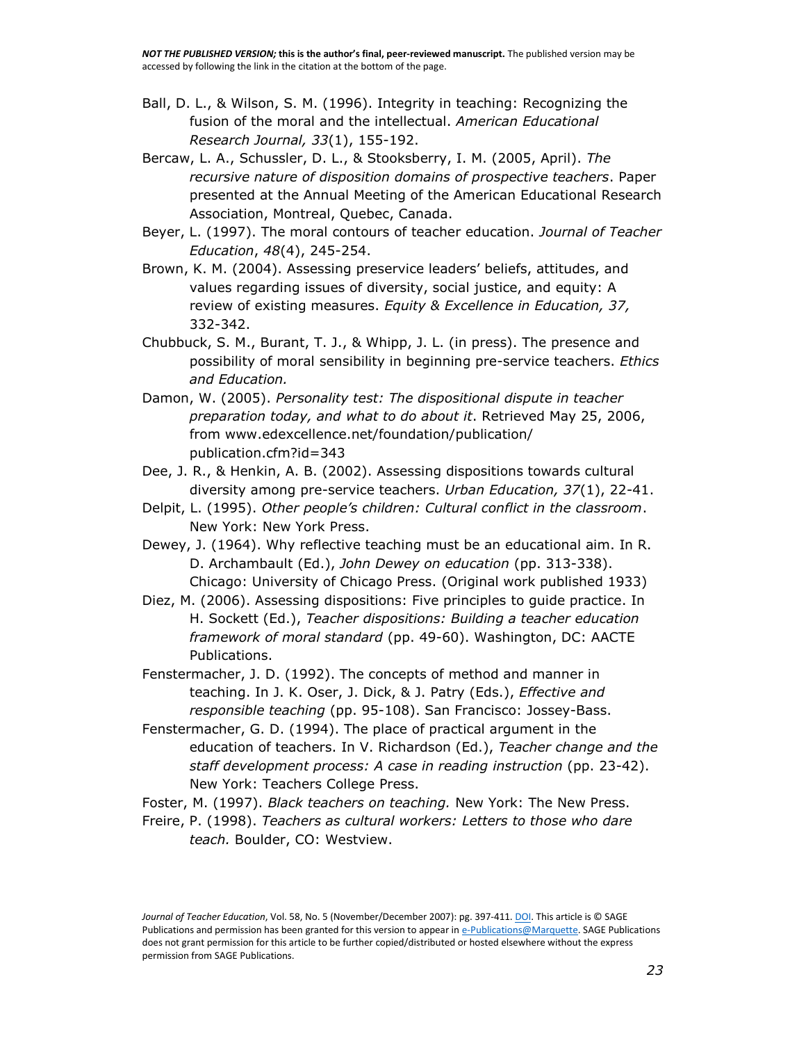Ball, D. L., & Wilson, S. M. (1996). Integrity in teaching: Recognizing the fusion of the moral and the intellectual. *American Educational Research Journal, 33*(1), 155-192.

Bercaw, L. A., Schussler, D. L., & Stooksberry, I. M. (2005, April). *The recursive nature of disposition domains of prospective teachers*. Paper presented at the Annual Meeting of the American Educational Research Association, Montreal, Quebec, Canada.

Beyer, L. (1997). The moral contours of teacher education. *Journal of Teacher Education*, *48*(4), 245-254.

Brown, K. M. (2004). Assessing preservice leaders' beliefs, attitudes, and values regarding issues of diversity, social justice, and equity: A review of existing measures. *Equity & Excellence in Education, 37,* 332-342.

Chubbuck, S. M., Burant, T. J., & Whipp, J. L. (in press). The presence and possibility of moral sensibility in beginning pre-service teachers. *Ethics and Education.*

Damon, W. (2005). *Personality test: The dispositional dispute in teacher preparation today, and what to do about it*. Retrieved May 25, 2006, from www.edexcellence.net/foundation/publication/publication.cfm?id=343

Dee, J. R., & Henkin, A. B. (2002). Assessing dispositions towards cultural diversity among pre-service teachers. *Urban Education, 37*(1), 22-41.

Delpit, L. (1995). *Other people's children: Cultural conflict in the classroom*. New York: New York Press.

Dewey, J. (1964). Why reflective teaching must be an educational aim. In R. D. Archambault (Ed.), *John Dewey on education* (pp. 313-338). Chicago: University of Chicago Press. (Original work published 1933)

Diez, M. (2006). Assessing dispositions: Five principles to guide practice. In H. Sockett (Ed.), *Teacher dispositions: Building a teacher education framework of moral standard* (pp. 49-60). Washington, DC: AACTE Publications.

Fenstermacher, J. D. (1992). The concepts of method and manner in teaching. In J. K. Oser, J. Dick, & J. Patry (Eds.), *Effective and responsible teaching* (pp. 95-108). San Francisco: Jossey-Bass.

Fenstermacher, G. D. (1994). The place of practical argument in the education of teachers. In V. Richardson (Ed.), *Teacher change and the staff development process: A case in reading instruction* (pp. 23-42). New York: Teachers College Press.

Foster, M. (1997). *Black teachers on teaching.* New York: The New Press.

Freire, P. (1998). *Teachers as cultural workers: Letters to those who dare teach.* Boulder, CO: Westview.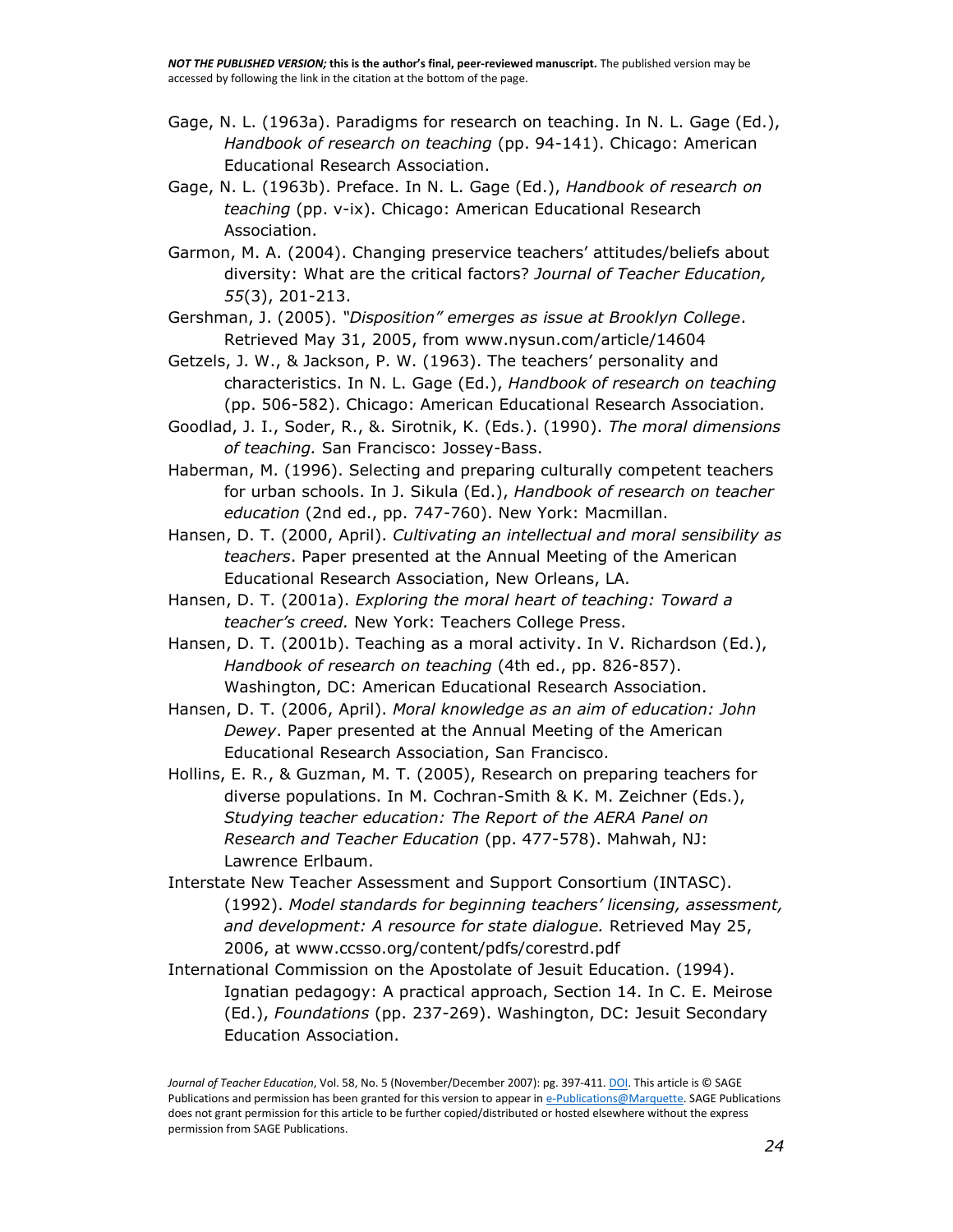Gage, N. L. (1963a). Paradigms for research on teaching. In N. L. Gage (Ed.), *Handbook of research on teaching* (pp. 94-141). Chicago: American Educational Research Association.

Gage, N. L. (1963b). Preface. In N. L. Gage (Ed.), *Handbook of research on teaching* (pp. v-ix). Chicago: American Educational Research Association.

Garmon, M. A. (2004). Changing preservice teachers' attitudes/beliefs about diversity: What are the critical factors? *Journal of Teacher Education, 55*(3), 201-213.

Gershman, J. (2005). *"Disposition" emerges as issue at Brooklyn College*. Retrieved May 31, 2005, from www.nysun.com/article/14604

Getzels, J. W., & Jackson, P. W. (1963). The teachers' personality and characteristics. In N. L. Gage (Ed.), *Handbook of research on teaching* (pp. 506-582). Chicago: American Educational Research Association.

Goodlad, J. I., Soder, R., &. Sirotnik, K. (Eds.). (1990). *The moral dimensions of teaching.* San Francisco: Jossey-Bass.

Haberman, M. (1996). Selecting and preparing culturally competent teachers for urban schools. In J. Sikula (Ed.), *Handbook of research on teacher education* (2nd ed., pp. 747-760). New York: Macmillan.

Hansen, D. T. (2000, April). *Cultivating an intellectual and moral sensibility as teachers*. Paper presented at the Annual Meeting of the American Educational Research Association, New Orleans, LA.

Hansen, D. T. (2001a). *Exploring the moral heart of teaching: Toward a teacher's creed.* New York: Teachers College Press.

Hansen, D. T. (2001b). Teaching as a moral activity. In V. Richardson (Ed.), *Handbook of research on teaching* (4th ed., pp. 826-857). Washington, DC: American Educational Research Association.

Hansen, D. T. (2006, April). *Moral knowledge as an aim of education: John Dewey*. Paper presented at the Annual Meeting of the American Educational Research Association, San Francisco.

Hollins, E. R., & Guzman, M. T. (2005), Research on preparing teachers for diverse populations. In M. Cochran-Smith & K. M. Zeichner (Eds.), *Studying teacher education: The Report of the AERA Panel on Research and Teacher Education* (pp. 477-578). Mahwah, NJ: Lawrence Erlbaum.

Interstate New Teacher Assessment and Support Consortium (INTASC). (1992). *Model standards for beginning teachers' licensing, assessment, and development: A resource for state dialogue.* Retrieved May 25, 2006, at www.ccsso.org/content/pdfs/corestrd.pdf

International Commission on the Apostolate of Jesuit Education. (1994). Ignatian pedagogy: A practical approach, Section 14. In C. E. Meirose (Ed.), *Foundations* (pp. 237-269). Washington, DC: Jesuit Secondary Education Association.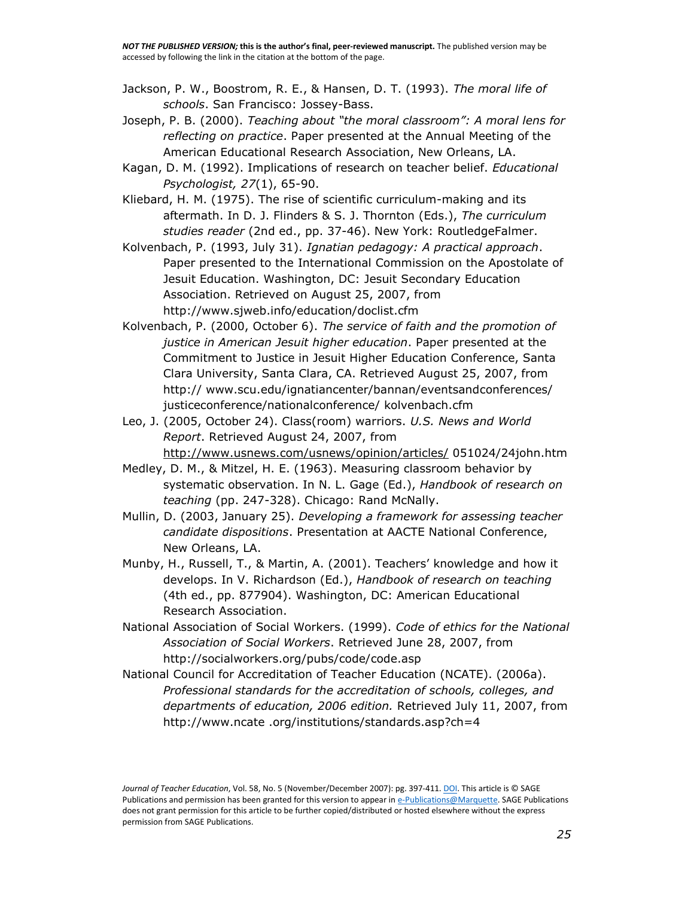Jackson, P. W., Boostrom, R. E., & Hansen, D. T. (1993). *The moral life of schools*. San Francisco: Jossey-Bass.

Joseph, P. B. (2000). *Teaching about "the moral classroom": A moral lens for reflecting on practice*. Paper presented at the Annual Meeting of the American Educational Research Association, New Orleans, LA.

Kagan, D. M. (1992). Implications of research on teacher belief. *Educational Psychologist, 27*(1), 65-90.

Kliebard, H. M. (1975). The rise of scientific curriculum-making and its aftermath. In D. J. Flinders & S. J. Thornton (Eds.), *The curriculum studies reader* (2nd ed., pp. 37-46). New York: RoutledgeFalmer.

Kolvenbach, P. (1993, July 31). *Ignatian pedagogy: A practical approach*. Paper presented to the International Commission on the Apostolate of Jesuit Education. Washington, DC: Jesuit Secondary Education Association. Retrieved on August 25, 2007, from http://www.sjweb.info/education/doclist.cfm

Kolvenbach, P. (2000, October 6). *The service of faith and the promotion of justice in American Jesuit higher education*. Paper presented at the Commitment to Justice in Jesuit Higher Education Conference, Santa Clara University, Santa Clara, CA. Retrieved August 25, 2007, from http:// www.scu.edu/ignatiancenter/bannan/eventsandconferences/ justiceconference/nationalconference/ kolvenbach.cfm

Leo, J. (2005, October 24). Class(room) warriors. *U.S. News and World Report*. Retrieved August 24, 2007, from http://www.usnews.com/usnews/opinion/articles/ 051024/24john.htm

Medley, D. M., & Mitzel, H. E. (1963). Measuring classroom behavior by systematic observation. In N. L. Gage (Ed.), *Handbook of research on teaching* (pp. 247-328). Chicago: Rand McNally.

Mullin, D. (2003, January 25). *Developing a framework for assessing teacher candidate dispositions*. Presentation at AACTE National Conference, New Orleans, LA.

Munby, H., Russell, T., & Martin, A. (2001). Teachers' knowledge and how it develops. In V. Richardson (Ed.), *Handbook of research on teaching* (4th ed., pp. 877904). Washington, DC: American Educational Research Association.

National Association of Social Workers. (1999). *Code of ethics for the National Association of Social Workers*. Retrieved June 28, 2007, from http://socialworkers.org/pubs/code/code.asp

National Council for Accreditation of Teacher Education (NCATE). (2006a). *Professional standards for the accreditation of schools, colleges, and departments of education, 2006 edition.* Retrieved July 11, 2007, from http://www.ncate .org/institutions/standards.asp?ch=4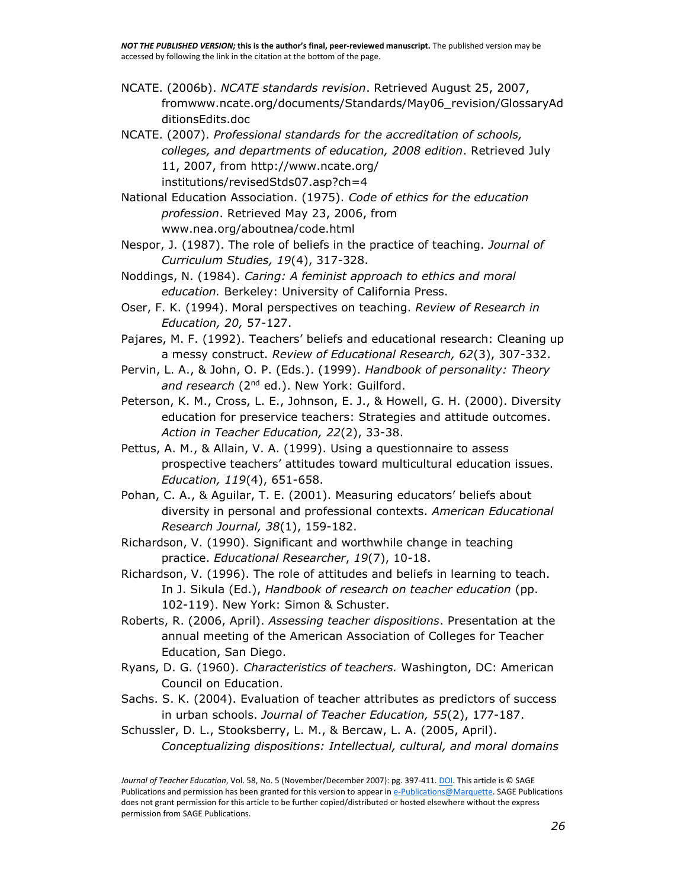NCATE. (2006b). *NCATE standards revision*. Retrieved August 25, 2007, fromwww.ncate.org/documents/Standards/May06_revision/GlossaryAdditionsEdits.doc

NCATE. (2007). *Professional standards for the accreditation of schools, colleges, and departments of education, 2008 edition*. Retrieved July 11, 2007, from http://www.ncate.org/institutions/revisedStds07.asp?ch=4

National Education Association. (1975). *Code of ethics for the education profession*. Retrieved May 23, 2006, from www.nea.org/aboutnea/code.html

Nespor, J. (1987). The role of beliefs in the practice of teaching. *Journal of Curriculum Studies, 19*(4), 317-328.

Noddings, N. (1984). *Caring: A feminist approach to ethics and moral education.* Berkeley: University of California Press.

Oser, F. K. (1994). Moral perspectives on teaching. *Review of Research in Education, 20,* 57-127.

Pajares, M. F. (1992). Teachers' beliefs and educational research: Cleaning up a messy construct. *Review of Educational Research, 62*(3), 307-332.

Pervin, L. A., & John, O. P. (Eds.). (1999). *Handbook of personality: Theory and research* (2nd ed.). New York: Guilford.

Peterson, K. M., Cross, L. E., Johnson, E. J., & Howell, G. H. (2000). Diversity education for preservice teachers: Strategies and attitude outcomes. *Action in Teacher Education, 22*(2), 33-38.

Pettus, A. M., & Allain, V. A. (1999). Using a questionnaire to assess prospective teachers' attitudes toward multicultural education issues. *Education, 119*(4), 651-658.

Pohan, C. A., & Aguilar, T. E. (2001). Measuring educators' beliefs about diversity in personal and professional contexts. *American Educational Research Journal, 38*(1), 159-182.

Richardson, V. (1990). Significant and worthwhile change in teaching practice. *Educational Researcher*, *19*(7), 10-18.

Richardson, V. (1996). The role of attitudes and beliefs in learning to teach. In J. Sikula (Ed.), *Handbook of research on teacher education* (pp. 102-119). New York: Simon & Schuster.

Roberts, R. (2006, April). *Assessing teacher dispositions*. Presentation at the annual meeting of the American Association of Colleges for Teacher Education, San Diego.

Ryans, D. G. (1960). *Characteristics of teachers.* Washington, DC: American Council on Education.

Sachs. S. K. (2004). Evaluation of teacher attributes as predictors of success in urban schools. *Journal of Teacher Education, 55*(2), 177-187.

Schussler, D. L., Stooksberry, L. M., & Bercaw, L. A. (2005, April). *Conceptualizing dispositions: Intellectual, cultural, and moral domains*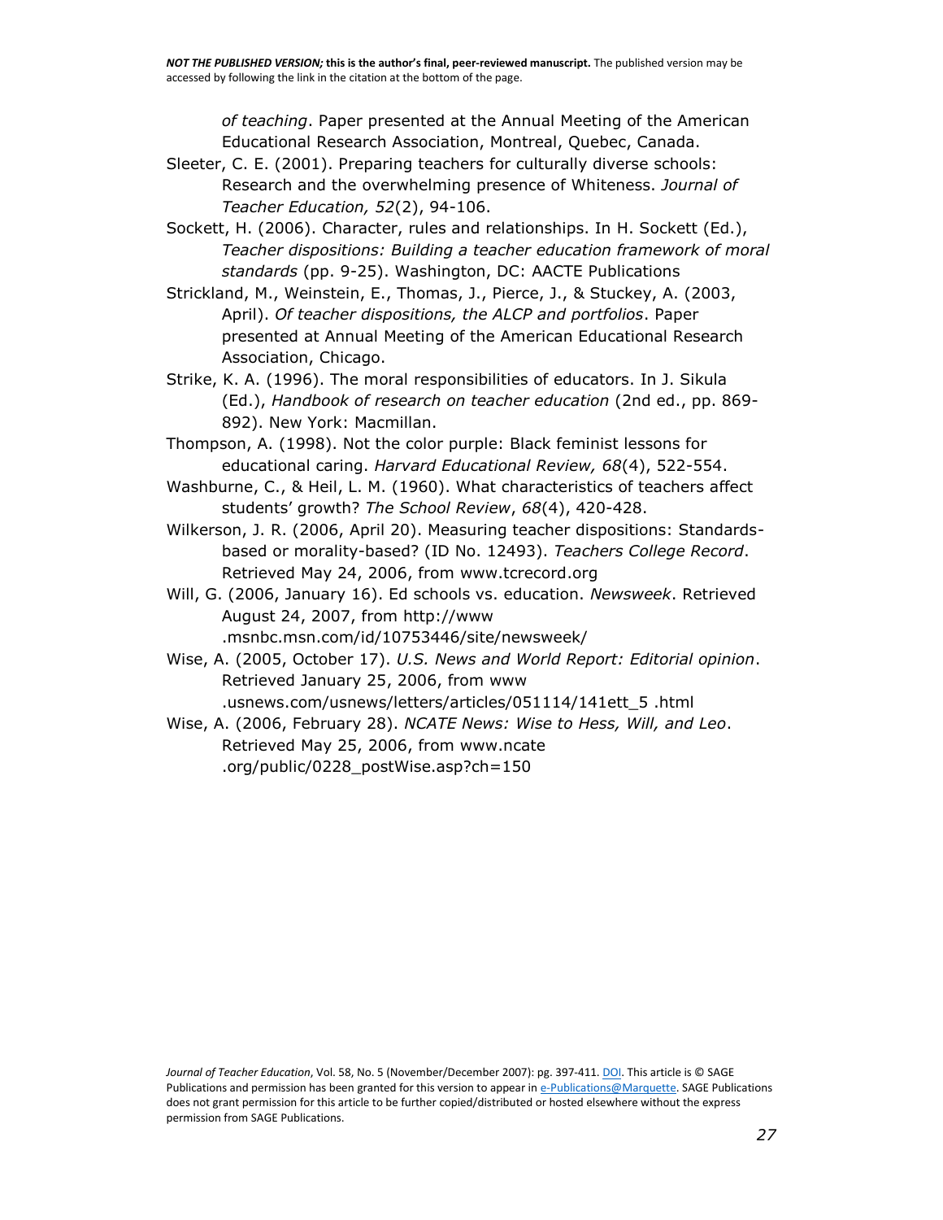*of teaching*. Paper presented at the Annual Meeting of the American Educational Research Association, Montreal, Quebec, Canada.

Sleeter, C. E. (2001). Preparing teachers for culturally diverse schools: Research and the overwhelming presence of Whiteness. *Journal of Teacher Education, 52*(2), 94-106.

Sockett, H. (2006). Character, rules and relationships. In H. Sockett (Ed.), *Teacher dispositions: Building a teacher education framework of moral standards* (pp. 9-25). Washington, DC: AACTE Publications

Strickland, M., Weinstein, E., Thomas, J., Pierce, J., & Stuckey, A. (2003, April). *Of teacher dispositions, the ALCP and portfolios*. Paper presented at Annual Meeting of the American Educational Research Association, Chicago.

Strike, K. A. (1996). The moral responsibilities of educators. In J. Sikula (Ed.), *Handbook of research on teacher education* (2nd ed., pp. 869-892). New York: Macmillan.

Thompson, A. (1998). Not the color purple: Black feminist lessons for educational caring. *Harvard Educational Review, 68*(4), 522-554.

Washburne, C., & Heil, L. M. (1960). What characteristics of teachers affect students' growth? *The School Review*, *68*(4), 420-428.

Wilkerson, J. R. (2006, April 20). Measuring teacher dispositions: Standards-based or morality-based? (ID No. 12493). *Teachers College Record*. Retrieved May 24, 2006, from www.tcrecord.org

Will, G. (2006, January 16). Ed schools vs. education. *Newsweek*. Retrieved August 24, 2007, from http://www .msnbc.msn.com/id/10753446/site/newsweek/

Wise, A. (2005, October 17). *U.S. News and World Report: Editorial opinion*. Retrieved January 25, 2006, from www .usnews.com/usnews/letters/articles/051114/141ett_5 .html

Wise, A. (2006, February 28). *NCATE News: Wise to Hess, Will, and Leo*. Retrieved May 25, 2006, from www.ncate .org/public/0228_postWise.asp?ch=150